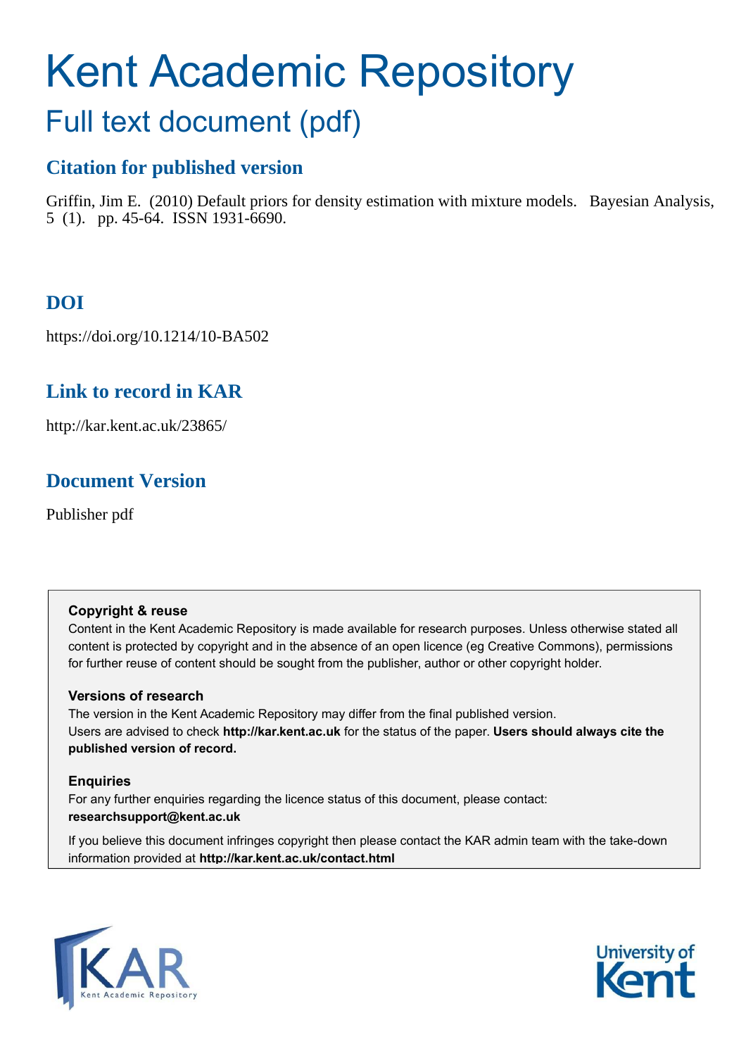# Kent Academic Repository

## Full text document (pdf)

### Citation for published version

Griffin, Jim E. (2010) Default priors for density estimation with mixture models. Bayesian Analysis, 5 (1). pp. 45-64. ISSN 1931-6690.

### DOI

https://doi.org/10.1214/10-BA502

### Link to record in KAR

http://kar.kent.ac.uk/23865/

### Document Version

Publisher pdf

**Copyright & reuse**

Content in the Kent Academic Repository is made available for research purposes. Unless otherwise stated all content is protected by copyright and in the absence of an open licence (eg Creative Commons), permissions for further reuse of content should be sought from the publisher, author or other copyright holder.

**Versions of research**

The version in the Kent Academic Repository may differ from the final published version. Users are advised to check **http://kar.kent.ac.uk** for the status of the paper. **Users should always cite the published version of record.**

**Enquiries**

For any further enquiries regarding the licence status of this document, please contact: **researchsupport@kent.ac.uk**

If you believe this document infringes copyright then please contact the KAR admin team with the take-down information provided at **http://kar.kent.ac.uk/contact.html**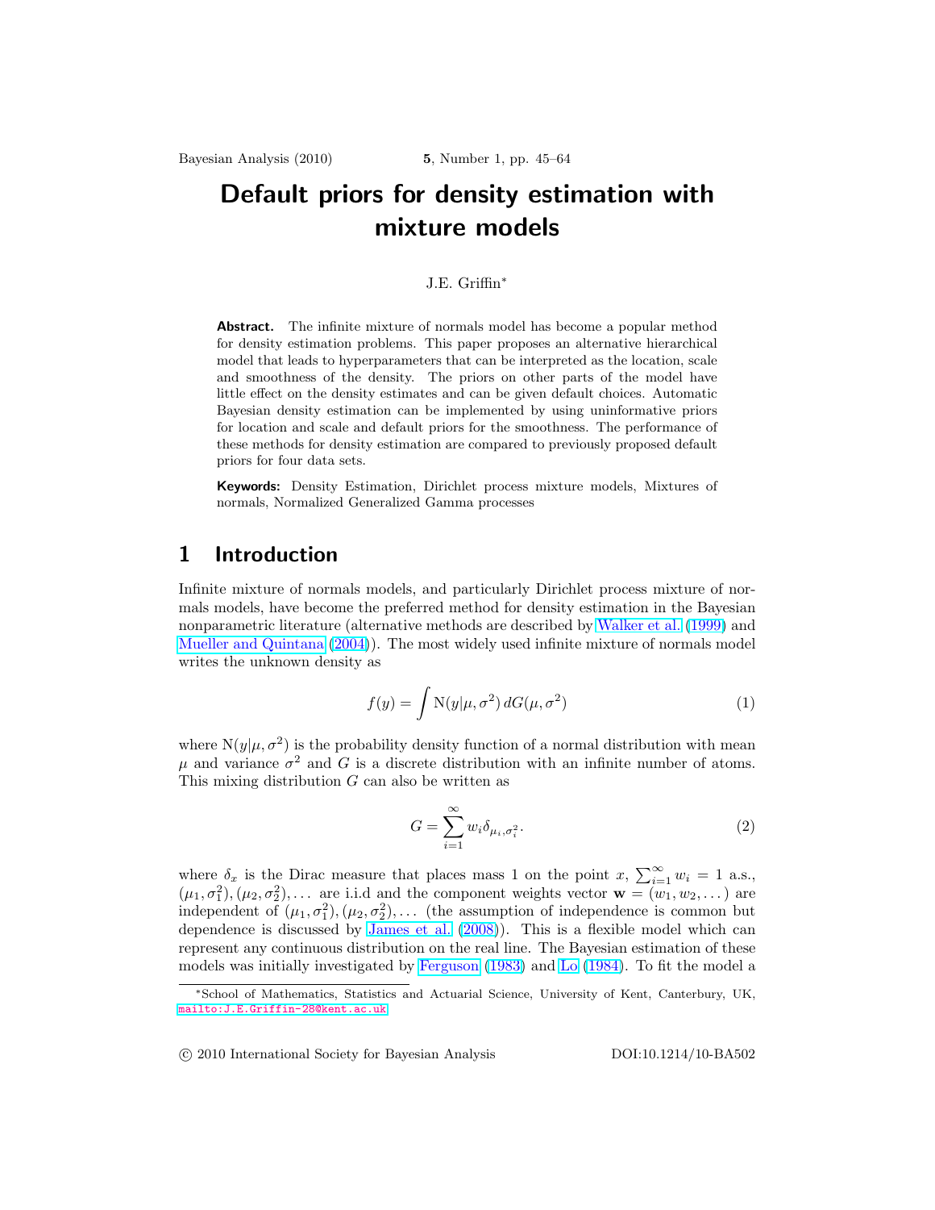# Default priors for density estimation with mixture models

J.E. Griffin[*]

**Abstract.** The infinite mixture of normals model has become a popular method for density estimation problems. This paper proposes an alternative hierarchical model that leads to hyperparameters that can be interpreted as the location, scale and smoothness of the density. The priors on other parts of the model have little effect on the density estimates and can be given default choices. Automatic Bayesian density estimation can be implemented by using uninformative priors for location and scale and default priors for the smoothness. The performance of these methods for density estimation are compared to previously proposed default priors for four data sets.

**Keywords:** Density Estimation, Dirichlet process mixture models, Mixtures of normals, Normalized Generalized Gamma processes

## 1 Introduction

Infinite mixture of normals models, and particularly Dirichlet process mixture of normals models, have become the preferred method for density estimation in the Bayesian nonparametric literature (alternative methods are described by Walker et al. (1999) and Mueller and Quintana (2004)). The most widely used infinite mixture of normals model writes the unknown density as

$$f(y) = \int \mathrm{N}(y|\mu, \sigma^2)\, dG(\mu, \sigma^2) \tag{1}$$

where $\mathrm{N}(y|\mu, \sigma^2)$ is the probability density function of a normal distribution with mean $\mu$ and variance $\sigma^2$ and $G$ is a discrete distribution with an infinite number of atoms. This mixing distribution $G$ can also be written as

$$G = \sum_{i=1}^{\infty} w_i \delta_{\mu_i, \sigma_i^2}. \tag{2}$$

where $\delta_x$ is the Dirac measure that places mass 1 on the point $x$, $\sum_{i=1}^{\infty} w_i = 1$ a.s., $(\mu_1, \sigma_1^2), (\mu_2, \sigma_2^2), \ldots$ are i.i.d and the component weights vector $\mathbf{w} = (w_1, w_2, \ldots)$ are independent of $(\mu_1, \sigma_1^2), (\mu_2, \sigma_2^2), \ldots$ (the assumption of independence is common but dependence is discussed by James et al. (2008)). This is a flexible model which can represent any continuous distribution on the real line. The Bayesian estimation of these models was initially investigated by Ferguson (1983) and Lo (1984). To fit the model a

---

[*] School of Mathematics, Statistics and Actuarial Science, University of Kent, Canterbury, UK, mailto:J.E.Griffin-28@kent.ac.uk

© 2010 International Society for Bayesian Analysis DOI:10.1214/10-BA502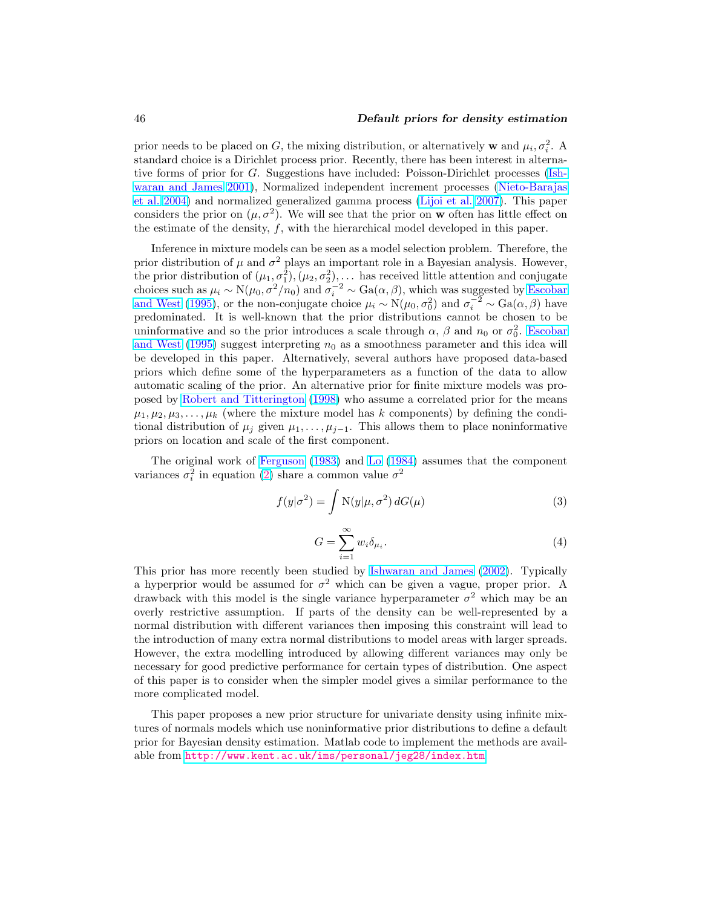prior needs to be placed on $G$, the mixing distribution, or alternatively $\mathbf{w}$ and $\mu_i, \sigma_i^2$. A standard choice is a Dirichlet process prior. Recently, there has been interest in alternative forms of prior for $G$. Suggestions have included: Poisson-Dirichlet processes (Ishwaran and James 2001), Normalized independent increment processes (Nieto-Barajas et al. 2004) and normalized generalized gamma process (Lijoi et al. 2007). This paper considers the prior on $(\mu, \sigma^2)$. We will see that the prior on $\mathbf{w}$ often has little effect on the estimate of the density, $f$, with the hierarchical model developed in this paper.

Inference in mixture models can be seen as a model selection problem. Therefore, the prior distribution of $\mu$ and $\sigma^2$ plays an important role in a Bayesian analysis. However, the prior distribution of $(\mu_1, \sigma_1^2), (\mu_2, \sigma_2^2), \ldots$ has received little attention and conjugate choices such as $\mu_i \sim \mathrm{N}(\mu_0, \sigma^2/n_0)$ and $\sigma_i^{-2} \sim \mathrm{Ga}(\alpha, \beta)$, which was suggested by Escobar and West (1995), or the non-conjugate choice $\mu_i \sim \mathrm{N}(\mu_0, \sigma_0^2)$ and $\sigma_i^{-2} \sim \mathrm{Ga}(\alpha, \beta)$ have predominated. It is well-known that the prior distributions cannot be chosen to be uninformative and so the prior introduces a scale through $\alpha$, $\beta$ and $n_0$ or $\sigma_0^2$. Escobar and West (1995) suggest interpreting $n_0$ as a smoothness parameter and this idea will be developed in this paper. Alternatively, several authors have proposed data-based priors which define some of the hyperparameters as a function of the data to allow automatic scaling of the prior. An alternative prior for finite mixture models was proposed by Robert and Titterington (1998) who assume a correlated prior for the means $\mu_1, \mu_2, \mu_3, \ldots, \mu_k$ (where the mixture model has $k$ components) by defining the conditional distribution of $\mu_j$ given $\mu_1, \ldots, \mu_{j-1}$. This allows them to place noninformative priors on location and scale of the first component.

The original work of Ferguson (1983) and Lo (1984) assumes that the component variances $\sigma_i^2$ in equation (2) share a common value $\sigma^2$

$$f(y|\sigma^2) = \int \mathrm{N}(y|\mu, \sigma^2)\, dG(\mu) \tag{3}$$

$$G = \sum_{i=1}^{\infty} w_i \delta_{\mu_i}. \tag{4}$$

This prior has more recently been studied by Ishwaran and James (2002). Typically a hyperprior would be assumed for $\sigma^2$ which can be given a vague, proper prior. A drawback with this model is the single variance hyperparameter $\sigma^2$ which may be an overly restrictive assumption. If parts of the density can be well-represented by a normal distribution with different variances then imposing this constraint will lead to the introduction of many extra normal distributions to model areas with larger spreads. However, the extra modelling introduced by allowing different variances may only be necessary for good predictive performance for certain types of distribution. One aspect of this paper is to consider when the simpler model gives a similar performance to the more complicated model.

This paper proposes a new prior structure for univariate density using infinite mixtures of normals models which use noninformative prior distributions to define a default prior for Bayesian density estimation. Matlab code to implement the methods are available from http://www.kent.ac.uk/ims/personal/jeg28/index.htm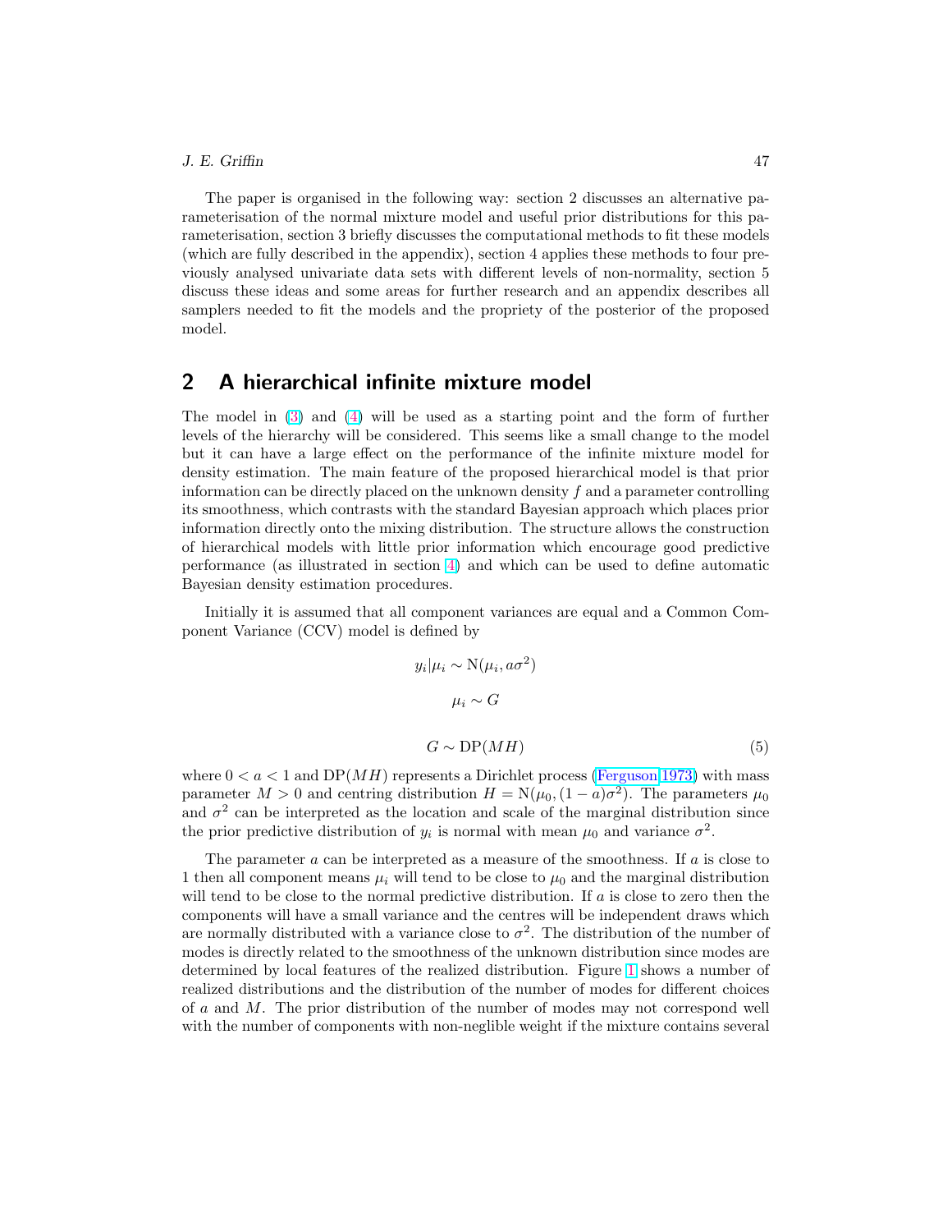The paper is organised in the following way: section 2 discusses an alternative parameterisation of the normal mixture model and useful prior distributions for this parameterisation, section 3 briefly discusses the computational methods to fit these models (which are fully described in the appendix), section 4 applies these methods to four previously analysed univariate data sets with different levels of non-normality, section 5 discuss these ideas and some areas for further research and an appendix describes all samplers needed to fit the models and the propriety of the posterior of the proposed model.

## 2 A hierarchical infinite mixture model

The model in (3) and (4) will be used as a starting point and the form of further levels of the hierarchy will be considered. This seems like a small change to the model but it can have a large effect on the performance of the infinite mixture model for density estimation. The main feature of the proposed hierarchical model is that prior information can be directly placed on the unknown density $f$ and a parameter controlling its smoothness, which contrasts with the standard Bayesian approach which places prior information directly onto the mixing distribution. The structure allows the construction of hierarchical models with little prior information which encourage good predictive performance (as illustrated in section 4) and which can be used to define automatic Bayesian density estimation procedures.

Initially it is assumed that all component variances are equal and a Common Component Variance (CCV) model is defined by

$$y_i|\mu_i \sim \mathrm{N}(\mu_i, a\sigma^2)$$

$$\mu_i \sim G$$

$$G \sim \mathrm{DP}(MH) \tag{5}$$

where $0 < a < 1$ and $\mathrm{DP}(MH)$ represents a Dirichlet process (Ferguson 1973) with mass parameter $M > 0$ and centring distribution $H = \mathrm{N}(\mu_0, (1-a)\sigma^2)$. The parameters $\mu_0$ and $\sigma^2$ can be interpreted as the location and scale of the marginal distribution since the prior predictive distribution of $y_i$ is normal with mean $\mu_0$ and variance $\sigma^2$.

The parameter $a$ can be interpreted as a measure of the smoothness. If $a$ is close to 1 then all component means $\mu_i$ will tend to be close to $\mu_0$ and the marginal distribution will tend to be close to the normal predictive distribution. If $a$ is close to zero then the components will have a small variance and the centres will be independent draws which are normally distributed with a variance close to $\sigma^2$. The distribution of the number of modes is directly related to the smoothness of the unknown distribution since modes are determined by local features of the realized distribution. Figure 1 shows a number of realized distributions and the distribution of the number of modes for different choices of $a$ and $M$. The prior distribution of the number of modes may not correspond well with the number of components with non-neglible weight if the mixture contains several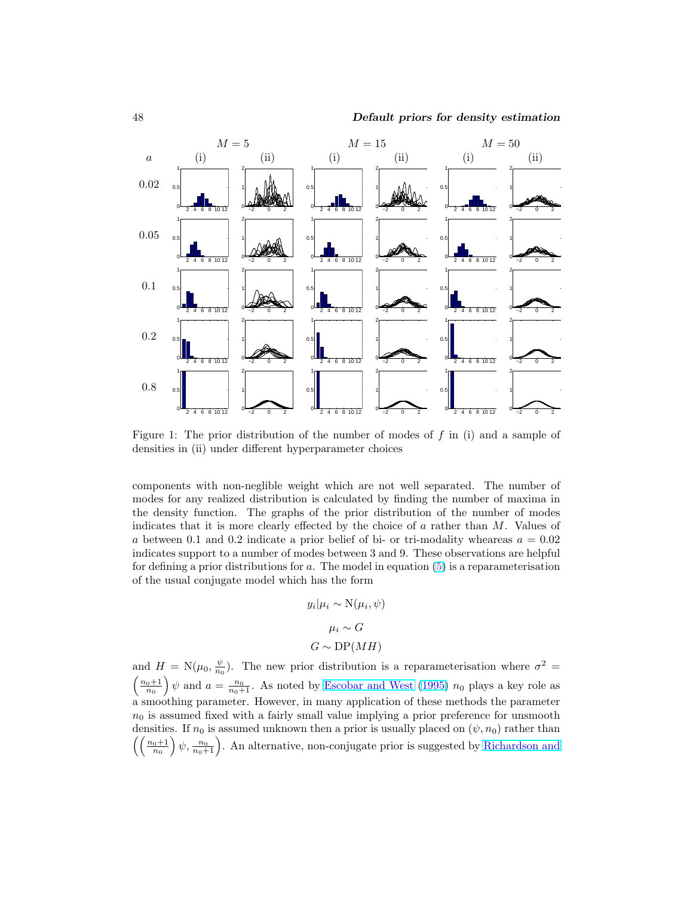Figure 1: The prior distribution of the number of modes of $f$ in (i) and a sample of densities in (ii) under different hyperparameter choices

components with non-neglible weight which are not well separated. The number of modes for any realized distribution is calculated by finding the number of maxima in the density function. The graphs of the prior distribution of the number of modes indicates that it is more clearly effected by the choice of $a$ rather than $M$. Values of $a$ between 0.1 and 0.2 indicate a prior belief of bi- or tri-modality wheareas $a = 0.02$ indicates support to a number of modes between 3 and 9. These observations are helpful for defining a prior distributions for $a$. The model in equation (5) is a reparameterisation of the usual conjugate model which has the form

$$y_i|\mu_i \sim \mathrm{N}(\mu_i, \psi)$$

$$\mu_i \sim G$$

$$G \sim \mathrm{DP}(MH)$$

and $H = \mathrm{N}(\mu_0, \frac{\psi}{n_0})$. The new prior distribution is a reparameterisation where $\sigma^2 = \left(\frac{n_0+1}{n_0}\right)\psi$ and $a = \frac{n_0}{n_0+1}$. As noted by Escobar and West (1995) $n_0$ plays a key role as a smoothing parameter. However, in many application of these methods the parameter $n_0$ is assumed fixed with a fairly small value implying a prior preference for unsmooth densities. If $n_0$ is assumed unknown then a prior is usually placed on $(\psi, n_0)$ rather than $\left(\left(\frac{n_0+1}{n_0}\right)\psi, \frac{n_0}{n_0+1}\right)$. An alternative, non-conjugate prior is suggested by Richardson and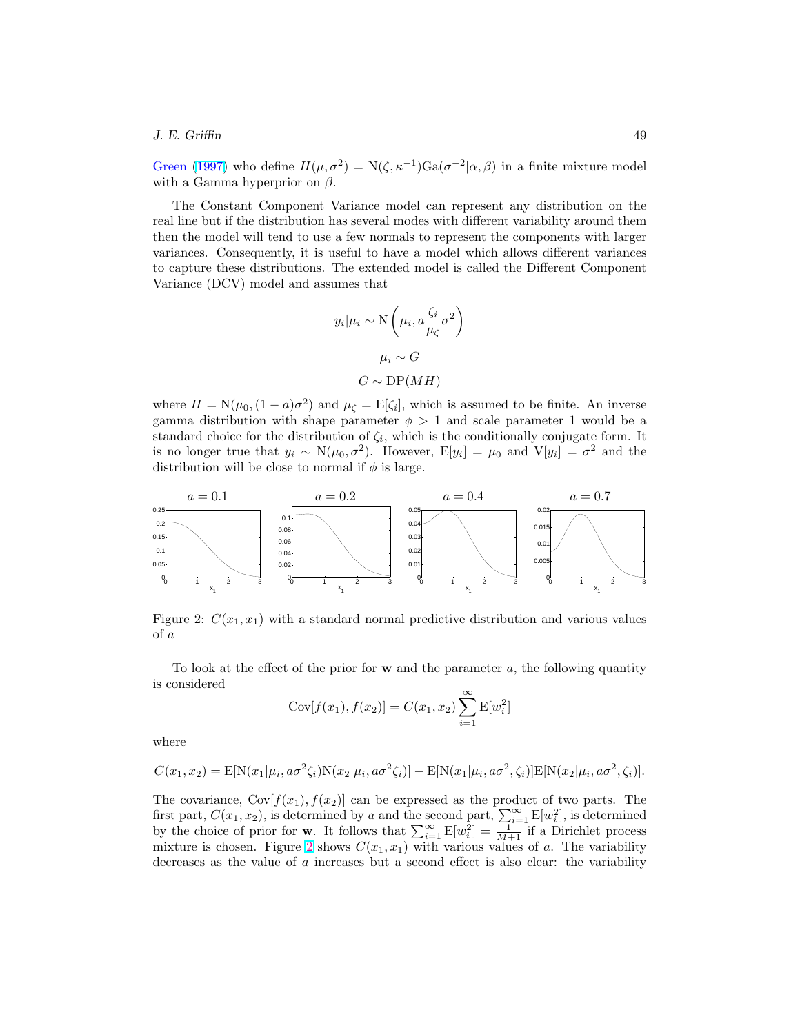Green (1997) who define $H(\mu, \sigma^2) = \mathrm{N}(\zeta, \kappa^{-1})\mathrm{Ga}(\sigma^{-2}|\alpha, \beta)$ in a finite mixture model with a Gamma hyperprior on $\beta$.

The Constant Component Variance model can represent any distribution on the real line but if the distribution has several modes with different variability around them then the model will tend to use a few normals to represent the components with larger variances. Consequently, it is useful to have a model which allows different variances to capture these distributions. The extended model is called the Different Component Variance (DCV) model and assumes that

$$y_i|\mu_i \sim \mathrm{N}\left(\mu_i, a\frac{\zeta_i}{\mu_\zeta}\sigma^2\right)$$

$$\mu_i \sim G$$

$$G \sim \mathrm{DP}(MH)$$

where $H = \mathrm{N}(\mu_0, (1-a)\sigma^2)$ and $\mu_\zeta = \mathrm{E}[\zeta_i]$, which is assumed to be finite. An inverse gamma distribution with shape parameter $\phi > 1$ and scale parameter 1 would be a standard choice for the distribution of $\zeta_i$, which is the conditionally conjugate form. It is no longer true that $y_i \sim \mathrm{N}(\mu_0, \sigma^2)$. However, $\mathrm{E}[y_i] = \mu_0$ and $\mathrm{V}[y_i] = \sigma^2$ and the distribution will be close to normal if $\phi$ is large.

Figure 2: $C(x_1, x_1)$ with a standard normal predictive distribution and various values of $a$

To look at the effect of the prior for $\mathbf{w}$ and the parameter $a$, the following quantity is considered

$$\mathrm{Cov}[f(x_1), f(x_2)] = C(x_1, x_2)\sum_{i=1}^{\infty}\mathrm{E}[w_i^2]$$

where

$$C(x_1, x_2) = \mathrm{E}[\mathrm{N}(x_1|\mu_i, a\sigma^2\zeta_i)\mathrm{N}(x_2|\mu_i, a\sigma^2\zeta_i)] - \mathrm{E}[\mathrm{N}(x_1|\mu_i, a\sigma^2, \zeta_i)]\mathrm{E}[\mathrm{N}(x_2|\mu_i, a\sigma^2, \zeta_i)].$$

The covariance, $\mathrm{Cov}[f(x_1), f(x_2)]$ can be expressed as the product of two parts. The first part, $C(x_1, x_2)$, is determined by $a$ and the second part, $\sum_{i=1}^{\infty}\mathrm{E}[w_i^2]$, is determined by the choice of prior for $\mathbf{w}$. It follows that $\sum_{i=1}^{\infty}\mathrm{E}[w_i^2] = \frac{1}{M+1}$ if a Dirichlet process mixture is chosen. Figure 2 shows $C(x_1, x_1)$ with various values of $a$. The variability decreases as the value of $a$ increases but a second effect is also clear: the variability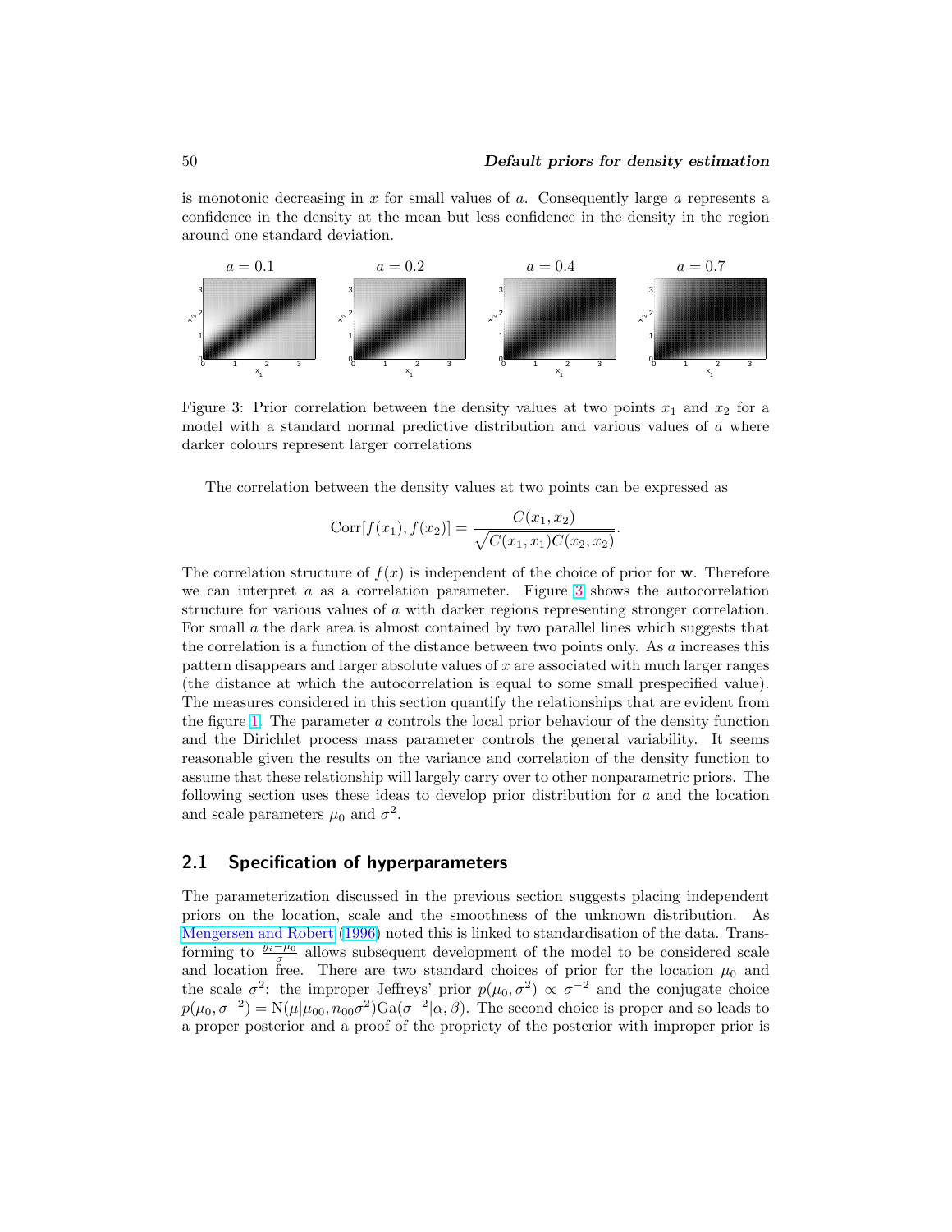is monotonic decreasing in $x$ for small values of $a$. Consequently large $a$ represents a confidence in the density at the mean but less confidence in the density in the region around one standard deviation.

Figure 3: Prior correlation between the density values at two points $x_1$ and $x_2$ for a model with a standard normal predictive distribution and various values of $a$ where darker colours represent larger correlations

The correlation between the density values at two points can be expressed as

$$\text{Corr}[f(x_1), f(x_2)] = \frac{C(x_1, x_2)}{\sqrt{C(x_1, x_1)C(x_2, x_2)}}.$$

The correlation structure of $f(x)$ is independent of the choice of prior for $\mathbf{w}$. Therefore we can interpret $a$ as a correlation parameter. Figure 3 shows the autocorrelation structure for various values of $a$ with darker regions representing stronger correlation. For small $a$ the dark area is almost contained by two parallel lines which suggests that the correlation is a function of the distance between two points only. As $a$ increases this pattern disappears and larger absolute values of $x$ are associated with much larger ranges (the distance at which the autocorrelation is equal to some small prespecified value). The measures considered in this section quantify the relationships that are evident from the figure 1. The parameter $a$ controls the local prior behaviour of the density function and the Dirichlet process mass parameter controls the general variability. It seems reasonable given the results on the variance and correlation of the density function to assume that these relationship will largely carry over to other nonparametric priors. The following section uses these ideas to develop prior distribution for $a$ and the location and scale parameters $\mu_0$ and $\sigma^2$.

## 2.1 Specification of hyperparameters

The parameterization discussed in the previous section suggests placing independent priors on the location, scale and the smoothness of the unknown distribution. As Mengersen and Robert (1996) noted this is linked to standardisation of the data. Transforming to $\frac{y_i - \mu_0}{\sigma}$ allows subsequent development of the model to be considered scale and location free. There are two standard choices of prior for the location $\mu_0$ and the scale $\sigma^2$: the improper Jeffreys' prior $p(\mu_0, \sigma^2) \propto \sigma^{-2}$ and the conjugate choice $p(\mu_0, \sigma^{-2}) = \text{N}(\mu|\mu_{00}, n_{00}\sigma^2)\text{Ga}(\sigma^{-2}|\alpha, \beta)$. The second choice is proper and so leads to a proper posterior and a proof of the propriety of the posterior with improper prior is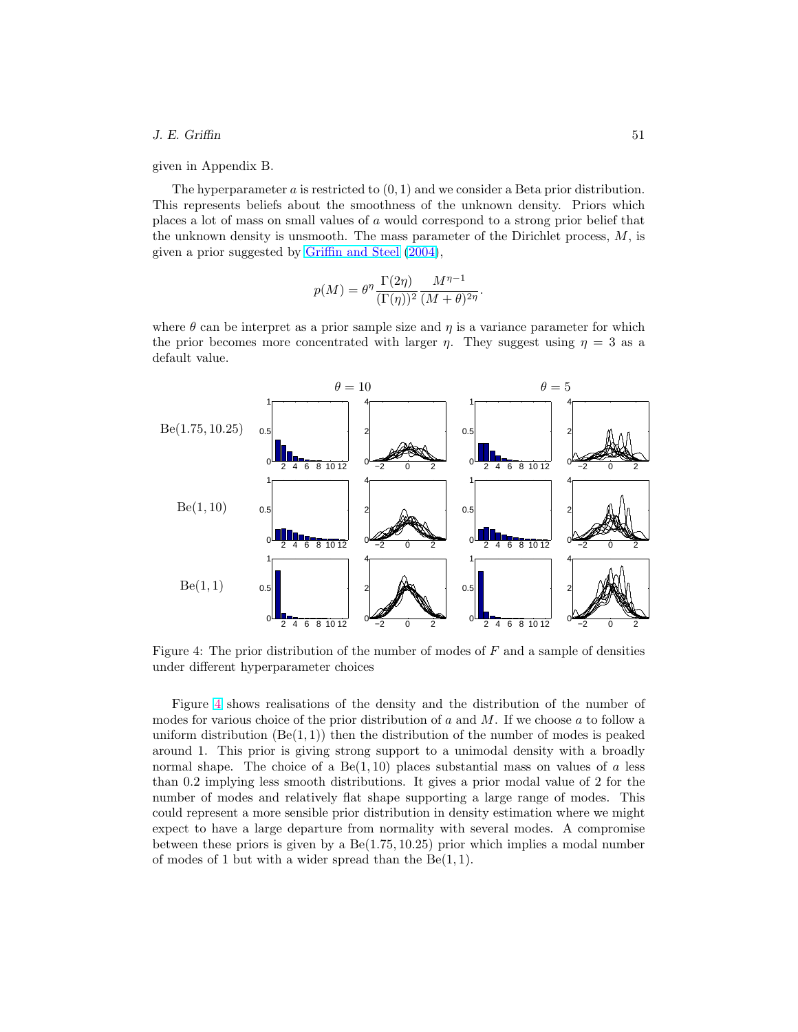given in Appendix B.

The hyperparameter $a$ is restricted to $(0, 1)$ and we consider a Beta prior distribution. This represents beliefs about the smoothness of the unknown density. Priors which places a lot of mass on small values of $a$ would correspond to a strong prior belief that the unknown density is unsmooth. The mass parameter of the Dirichlet process, $M$, is given a prior suggested by Griffin and Steel (2004),

$$p(M) = \theta^{\eta} \frac{\Gamma(2\eta)}{(\Gamma(\eta))^2} \frac{M^{\eta-1}}{(M+\theta)^{2\eta}}.$$

where $\theta$ can be interpret as a prior sample size and $\eta$ is a variance parameter for which the prior becomes more concentrated with larger $\eta$. They suggest using $\eta = 3$ as a default value.

Figure 4: The prior distribution of the number of modes of $F$ and a sample of densities under different hyperparameter choices

Figure 4 shows realisations of the density and the distribution of the number of modes for various choice of the prior distribution of $a$ and $M$. If we choose $a$ to follow a uniform distribution ($\text{Be}(1, 1)$) then the distribution of the number of modes is peaked around 1. This prior is giving strong support to a unimodal density with a broadly normal shape. The choice of a $\text{Be}(1, 10)$ places substantial mass on values of $a$ less than 0.2 implying less smooth distributions. It gives a prior modal value of 2 for the number of modes and relatively flat shape supporting a large range of modes. This could represent a more sensible prior distribution in density estimation where we might expect to have a large departure from normality with several modes. A compromise between these priors is given by a $\text{Be}(1.75, 10.25)$ prior which implies a modal number of modes of 1 but with a wider spread than the $\text{Be}(1, 1)$.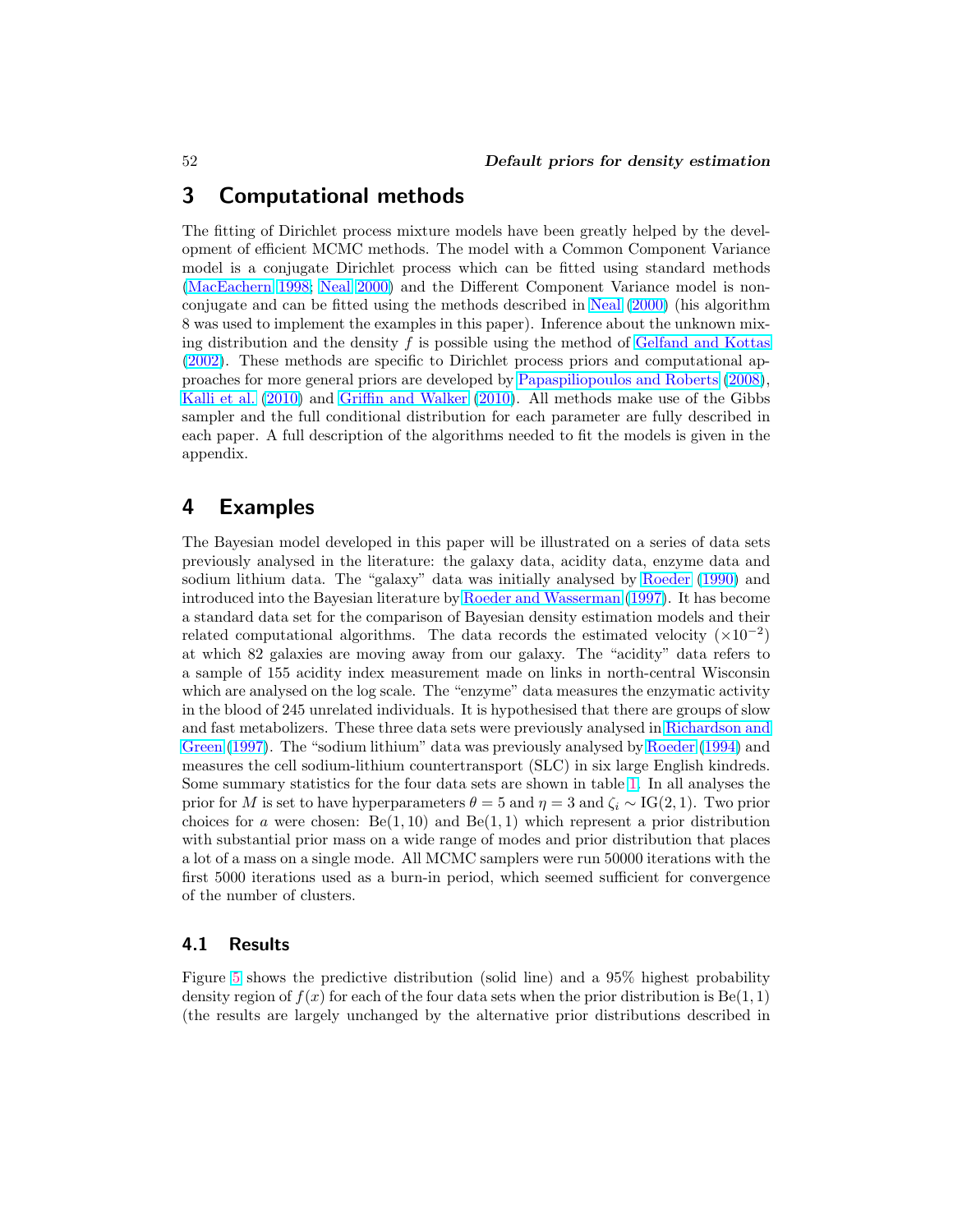## 3 Computational methods

The fitting of Dirichlet process mixture models have been greatly helped by the development of efficient MCMC methods. The model with a Common Component Variance model is a conjugate Dirichlet process which can be fitted using standard methods (MacEachern 1998; Neal 2000) and the Different Component Variance model is non-conjugate and can be fitted using the methods described in Neal (2000) (his algorithm 8 was used to implement the examples in this paper). Inference about the unknown mixing distribution and the density $f$ is possible using the method of Gelfand and Kottas (2002). These methods are specific to Dirichlet process priors and computational approaches for more general priors are developed by Papaspiliopoulos and Roberts (2008), Kalli et al. (2010) and Griffin and Walker (2010). All methods make use of the Gibbs sampler and the full conditional distribution for each parameter are fully described in each paper. A full description of the algorithms needed to fit the models is given in the appendix.

## 4 Examples

The Bayesian model developed in this paper will be illustrated on a series of data sets previously analysed in the literature: the galaxy data, acidity data, enzyme data and sodium lithium data. The "galaxy" data was initially analysed by Roeder (1990) and introduced into the Bayesian literature by Roeder and Wasserman (1997). It has become a standard data set for the comparison of Bayesian density estimation models and their related computational algorithms. The data records the estimated velocity ($\times 10^{-2}$) at which 82 galaxies are moving away from our galaxy. The "acidity" data refers to a sample of 155 acidity index measurement made on links in north-central Wisconsin which are analysed on the log scale. The "enzyme" data measures the enzymatic activity in the blood of 245 unrelated individuals. It is hypothesised that there are groups of slow and fast metabolizers. These three data sets were previously analysed in Richardson and Green (1997). The "sodium lithium" data was previously analysed by Roeder (1994) and measures the cell sodium-lithium countertransport (SLC) in six large English kindreds. Some summary statistics for the four data sets are shown in table 1. In all analyses the prior for $M$ is set to have hyperparameters $\theta = 5$ and $\eta = 3$ and $\zeta_i \sim \text{IG}(2, 1)$. Two prior choices for $a$ were chosen: $\text{Be}(1, 10)$ and $\text{Be}(1, 1)$ which represent a prior distribution with substantial prior mass on a wide range of modes and prior distribution that places a lot of a mass on a single mode. All MCMC samplers were run 50000 iterations with the first 5000 iterations used as a burn-in period, which seemed sufficient for convergence of the number of clusters.

### 4.1 Results

Figure 5 shows the predictive distribution (solid line) and a 95% highest probability density region of $f(x)$ for each of the four data sets when the prior distribution is $\text{Be}(1, 1)$ (the results are largely unchanged by the alternative prior distributions described in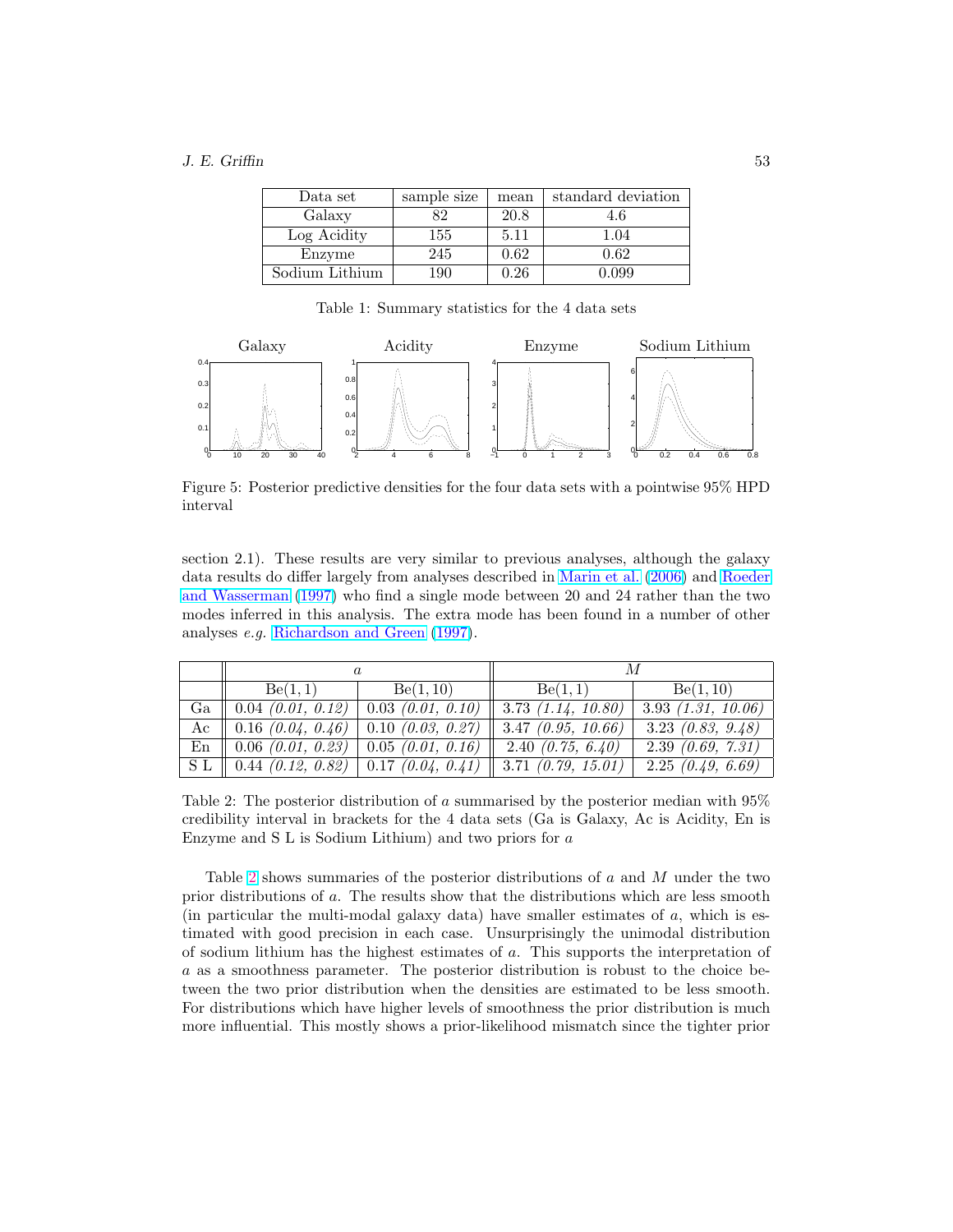| Data set | sample size | mean | standard deviation |
|---|---|---|---|
| Galaxy | 82 | 20.8 | 4.6 |
| Log Acidity | 155 | 5.11 | 1.04 |
| Enzyme | 245 | 0.62 | 0.62 |
| Sodium Lithium | 190 | 0.26 | 0.099 |

Table 1: Summary statistics for the 4 data sets

Figure 5: Posterior predictive densities for the four data sets with a pointwise 95% HPD interval

section 2.1). These results are very similar to previous analyses, although the galaxy data results do differ largely from analyses described in Marin et al. (2006) and Roeder and Wasserman (1997) who find a single mode between 20 and 24 rather than the two modes inferred in this analysis. The extra mode has been found in a number of other analyses *e.g.* Richardson and Green (1997).

| | $a$ | | $M$ | |
|---|---|---|---|---|
| | Be(1, 1) | Be(1, 10) | Be(1, 1) | Be(1, 10) |
| Ga | 0.04 *(0.01, 0.12)* | 0.03 *(0.01, 0.10)* | 3.73 *(1.14, 10.80)* | 3.93 *(1.31, 10.06)* |
| Ac | 0.16 *(0.04, 0.46)* | 0.10 *(0.03, 0.27)* | 3.47 *(0.95, 10.66)* | 3.23 *(0.83, 9.48)* |
| En | 0.06 *(0.01, 0.23)* | 0.05 *(0.01, 0.16)* | 2.40 *(0.75, 6.40)* | 2.39 *(0.69, 7.31)* |
| S L | 0.44 *(0.12, 0.82)* | 0.17 *(0.04, 0.41)* | 3.71 *(0.79, 15.01)* | 2.25 *(0.49, 6.69)* |

Table 2: The posterior distribution of $a$ summarised by the posterior median with 95% credibility interval in brackets for the 4 data sets (Ga is Galaxy, Ac is Acidity, En is Enzyme and S L is Sodium Lithium) and two priors for $a$

Table 2 shows summaries of the posterior distributions of $a$ and $M$ under the two prior distributions of $a$. The results show that the distributions which are less smooth (in particular the multi-modal galaxy data) have smaller estimates of $a$, which is estimated with good precision in each case. Unsurprisingly the unimodal distribution of sodium lithium has the highest estimates of $a$. This supports the interpretation of $a$ as a smoothness parameter. The posterior distribution is robust to the choice between the two prior distribution when the densities are estimated to be less smooth. For distributions which have higher levels of smoothness the prior distribution is much more influential. This mostly shows a prior-likelihood mismatch since the tighter prior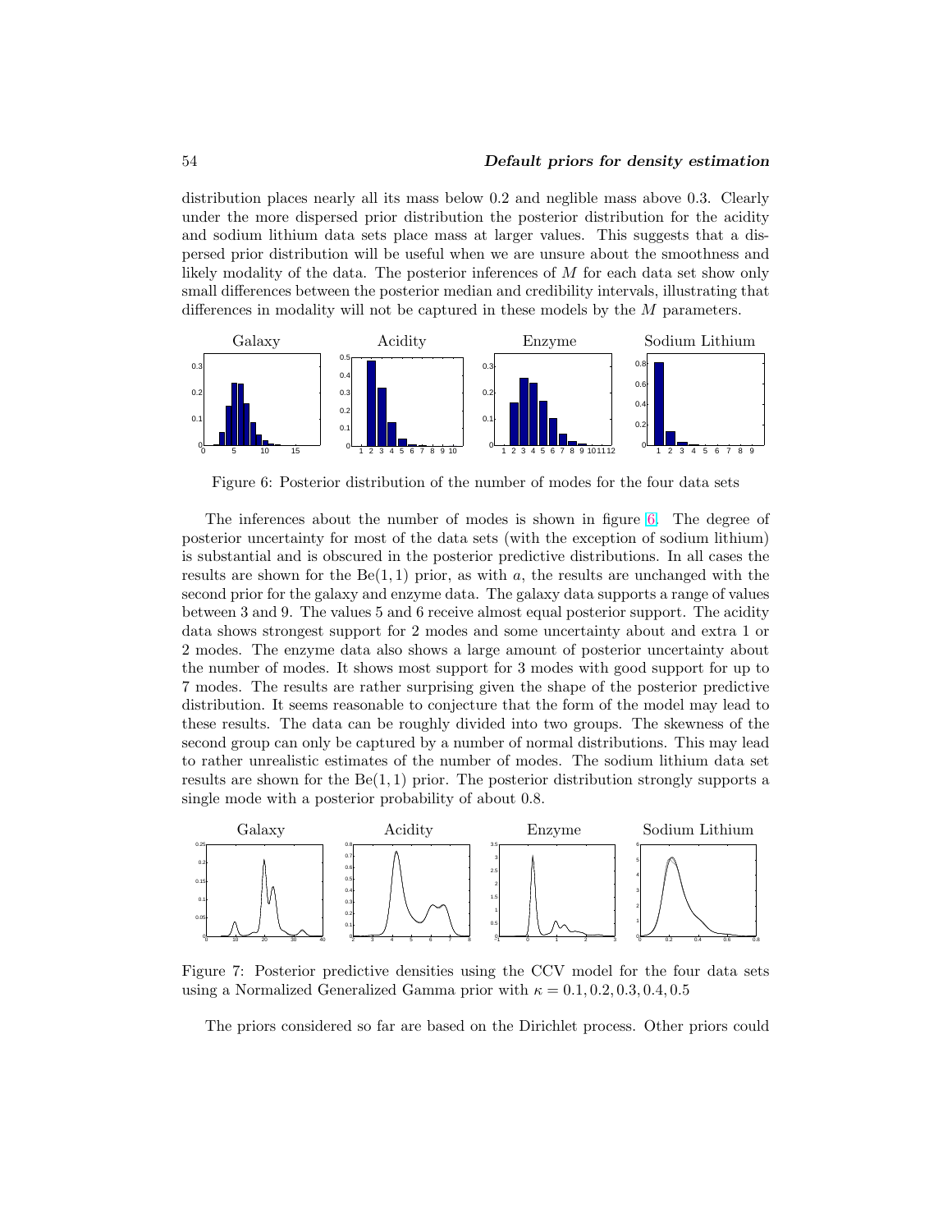distribution places nearly all its mass below 0.2 and negligible mass above 0.3. Clearly under the more dispersed prior distribution the posterior distribution for the acidity and sodium lithium data sets place mass at larger values. This suggests that a dispersed prior distribution will be useful when we are unsure about the smoothness and likely modality of the data. The posterior inferences of $M$ for each data set show only small differences between the posterior median and credibility intervals, illustrating that differences in modality will not be captured in these models by the $M$ parameters.

Figure 6: Posterior distribution of the number of modes for the four data sets

The inferences about the number of modes is shown in figure 6. The degree of posterior uncertainty for most of the data sets (with the exception of sodium lithium) is substantial and is obscured in the posterior predictive distributions. In all cases the results are shown for the $\text{Be}(1, 1)$ prior, as with $a$, the results are unchanged with the second prior for the galaxy and enzyme data. The galaxy data supports a range of values between 3 and 9. The values 5 and 6 receive almost equal posterior support. The acidity data shows strongest support for 2 modes and some uncertainty about and extra 1 or 2 modes. The enzyme data also shows a large amount of posterior uncertainty about the number of modes. It shows most support for 3 modes with good support for up to 7 modes. The results are rather surprising given the shape of the posterior predictive distribution. It seems reasonable to conjecture that the form of the model may lead to these results. The data can be roughly divided into two groups. The skewness of the second group can only be captured by a number of normal distributions. This may lead to rather unrealistic estimates of the number of modes. The sodium lithium data set results are shown for the $\text{Be}(1, 1)$ prior. The posterior distribution strongly supports a single mode with a posterior probability of about 0.8.

Figure 7: Posterior predictive densities using the CCV model for the four data sets using a Normalized Generalized Gamma prior with $\kappa = 0.1, 0.2, 0.3, 0.4, 0.5$

The priors considered so far are based on the Dirichlet process. Other priors could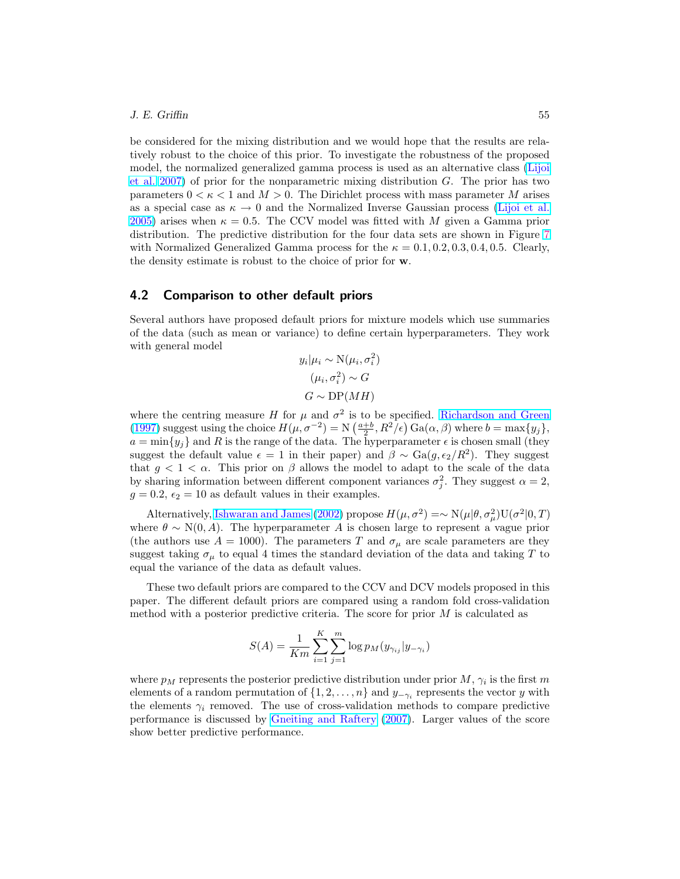be considered for the mixing distribution and we would hope that the results are relatively robust to the choice of this prior. To investigate the robustness of the proposed model, the normalized generalized gamma process is used as an alternative class (Lijoi et al. 2007) of prior for the nonparametric mixing distribution $G$. The prior has two parameters $0 < \kappa < 1$ and $M > 0$. The Dirichlet process with mass parameter $M$ arises as a special case as $\kappa \to 0$ and the Normalized Inverse Gaussian process (Lijoi et al. 2005) arises when $\kappa = 0.5$. The CCV model was fitted with $M$ given a Gamma prior distribution. The predictive distribution for the four data sets are shown in Figure 7 with Normalized Generalized Gamma process for the $\kappa = 0.1, 0.2, 0.3, 0.4, 0.5$. Clearly, the density estimate is robust to the choice of prior for $\mathbf{w}$.

## 4.2 Comparison to other default priors

Several authors have proposed default priors for mixture models which use summaries of the data (such as mean or variance) to define certain hyperparameters. They work with general model

$$
\begin{aligned}
y_i|\mu_i &\sim \mathrm{N}(\mu_i, \sigma_i^2) \\
(\mu_i, \sigma_i^2) &\sim G \\
G &\sim \mathrm{DP}(MH)
\end{aligned}
$$

where the centring measure $H$ for $\mu$ and $\sigma^2$ is to be specified. Richardson and Green (1997) suggest using the choice $H(\mu, \sigma^{-2}) = \mathrm{N}\left(\frac{a+b}{2}, R^2/\epsilon\right)\mathrm{Ga}(\alpha, \beta)$ where $b = \max\{y_j\}$, $a = \min\{y_j\}$ and $R$ is the range of the data. The hyperparameter $\epsilon$ is chosen small (they suggest the default value $\epsilon = 1$ in their paper) and $\beta \sim \mathrm{Ga}(g, \epsilon_2/R^2)$. They suggest that $g < 1 < \alpha$. This prior on $\beta$ allows the model to adapt to the scale of the data by sharing information between different component variances $\sigma_j^2$. They suggest $\alpha = 2$, $g = 0.2$, $\epsilon_2 = 10$ as default values in their examples.

Alternatively, Ishwaran and James (2002) propose $H(\mu, \sigma^2) =\sim \mathrm{N}(\mu|\theta, \sigma_\mu^2)\mathrm{U}(\sigma^2|0, T)$ where $\theta \sim \mathrm{N}(0, A)$. The hyperparameter $A$ is chosen large to represent a vague prior (the authors use $A = 1000$). The parameters $T$ and $\sigma_\mu$ are scale parameters are they suggest taking $\sigma_\mu$ to equal 4 times the standard deviation of the data and taking $T$ to equal the variance of the data as default values.

These two default priors are compared to the CCV and DCV models proposed in this paper. The different default priors are compared using a random fold cross-validation method with a posterior predictive criteria. The score for prior $M$ is calculated as

$$
S(A) = \frac{1}{Km} \sum_{i=1}^{K} \sum_{j=1}^{m} \log p_M(y_{\gamma_{ij}}|y_{-\gamma_i})
$$

where $p_M$ represents the posterior predictive distribution under prior $M$, $\gamma_i$ is the first $m$ elements of a random permutation of $\{1, 2, \ldots, n\}$ and $y_{-\gamma_i}$ represents the vector $y$ with the elements $\gamma_i$ removed. The use of cross-validation methods to compare predictive performance is discussed by Gneiting and Raftery (2007). Larger values of the score show better predictive performance.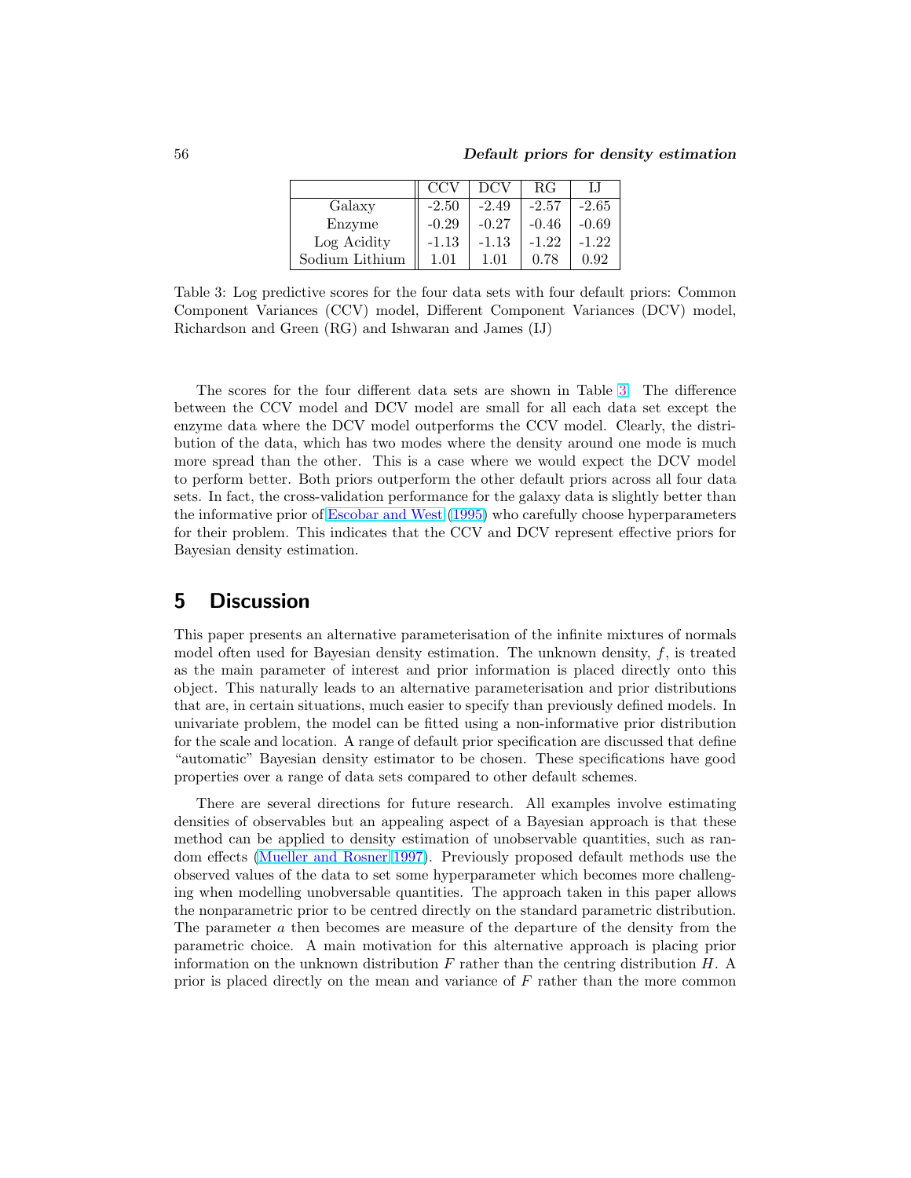|  | CCV | DCV | RG | IJ |
|---|---|---|---|---|
| Galaxy | -2.50 | -2.49 | -2.57 | -2.65 |
| Enzyme | -0.29 | -0.27 | -0.46 | -0.69 |
| Log Acidity | -1.13 | -1.13 | -1.22 | -1.22 |
| Sodium Lithium | 1.01 | 1.01 | 0.78 | 0.92 |

Table 3: Log predictive scores for the four data sets with four default priors: Common Component Variances (CCV) model, Different Component Variances (DCV) model, Richardson and Green (RG) and Ishwaran and James (IJ)

The scores for the four different data sets are shown in Table 3. The difference between the CCV model and DCV model are small for all each data set except the enzyme data where the DCV model outperforms the CCV model. Clearly, the distribution of the data, which has two modes where the density around one mode is much more spread than the other. This is a case where we would expect the DCV model to perform better. Both priors outperform the other default priors across all four data sets. In fact, the cross-validation performance for the galaxy data is slightly better than the informative prior of Escobar and West (1995) who carefully choose hyperparameters for their problem. This indicates that the CCV and DCV represent effective priors for Bayesian density estimation.

# 5 Discussion

This paper presents an alternative parameterisation of the infinite mixtures of normals model often used for Bayesian density estimation. The unknown density, $f$, is treated as the main parameter of interest and prior information is placed directly onto this object. This naturally leads to an alternative parameterisation and prior distributions that are, in certain situations, much easier to specify than previously defined models. In univariate problem, the model can be fitted using a non-informative prior distribution for the scale and location. A range of default prior specification are discussed that define "automatic" Bayesian density estimator to be chosen. These specifications have good properties over a range of data sets compared to other default schemes.

There are several directions for future research. All examples involve estimating densities of observables but an appealing aspect of a Bayesian approach is that these method can be applied to density estimation of unobservable quantities, such as random effects (Mueller and Rosner 1997). Previously proposed default methods use the observed values of the data to set some hyperparameter which becomes more challenging when modelling unobversable quantities. The approach taken in this paper allows the nonparametric prior to be centred directly on the standard parametric distribution. The parameter $a$ then becomes are measure of the departure of the density from the parametric choice. A main motivation for this alternative approach is placing prior information on the unknown distribution $F$ rather than the centring distribution $H$. A prior is placed directly on the mean and variance of $F$ rather than the more common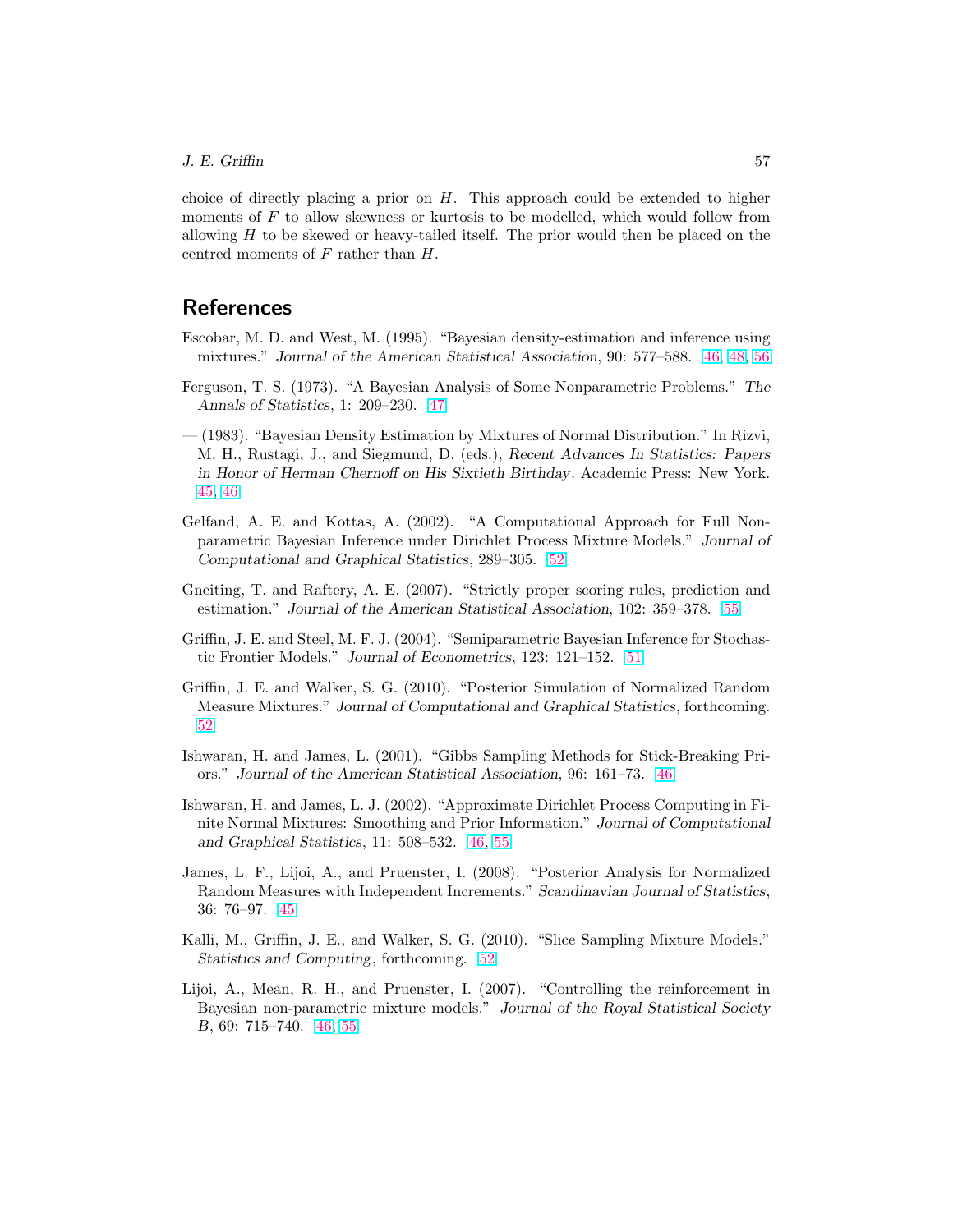choice of directly placing a prior on $H$. This approach could be extended to higher moments of $F$ to allow skewness or kurtosis to be modelled, which would follow from allowing $H$ to be skewed or heavy-tailed itself. The prior would then be placed on the centred moments of $F$ rather than $H$.

## References

Escobar, M. D. and West, M. (1995). "Bayesian density-estimation and inference using mixtures." *Journal of the American Statistical Association*, 90: 577–588. 46, 48, 56

Ferguson, T. S. (1973). "A Bayesian Analysis of Some Nonparametric Problems." *The Annals of Statistics*, 1: 209–230. 47

— (1983). "Bayesian Density Estimation by Mixtures of Normal Distribution." In Rizvi, M. H., Rustagi, J., and Siegmund, D. (eds.), *Recent Advances In Statistics: Papers in Honor of Herman Chernoff on His Sixtieth Birthday*. Academic Press: New York. 45, 46

Gelfand, A. E. and Kottas, A. (2002). "A Computational Approach for Full Nonparametric Bayesian Inference under Dirichlet Process Mixture Models." *Journal of Computational and Graphical Statistics*, 289–305. 52

Gneiting, T. and Raftery, A. E. (2007). "Strictly proper scoring rules, prediction and estimation." *Journal of the American Statistical Association*, 102: 359–378. 55

Griffin, J. E. and Steel, M. F. J. (2004). "Semiparametric Bayesian Inference for Stochastic Frontier Models." *Journal of Econometrics*, 123: 121–152. 51

Griffin, J. E. and Walker, S. G. (2010). "Posterior Simulation of Normalized Random Measure Mixtures." *Journal of Computational and Graphical Statistics*, forthcoming. 52

Ishwaran, H. and James, L. (2001). "Gibbs Sampling Methods for Stick-Breaking Priors." *Journal of the American Statistical Association*, 96: 161–73. 46

Ishwaran, H. and James, L. J. (2002). "Approximate Dirichlet Process Computing in Finite Normal Mixtures: Smoothing and Prior Information." *Journal of Computational and Graphical Statistics*, 11: 508–532. 46, 55

James, L. F., Lijoi, A., and Pruenster, I. (2008). "Posterior Analysis for Normalized Random Measures with Independent Increments." *Scandinavian Journal of Statistics*, 36: 76–97. 45

Kalli, M., Griffin, J. E., and Walker, S. G. (2010). "Slice Sampling Mixture Models." *Statistics and Computing*, forthcoming. 52

Lijoi, A., Mean, R. H., and Pruenster, I. (2007). "Controlling the reinforcement in Bayesian non-parametric mixture models." *Journal of the Royal Statistical Society B*, 69: 715–740. 46, 55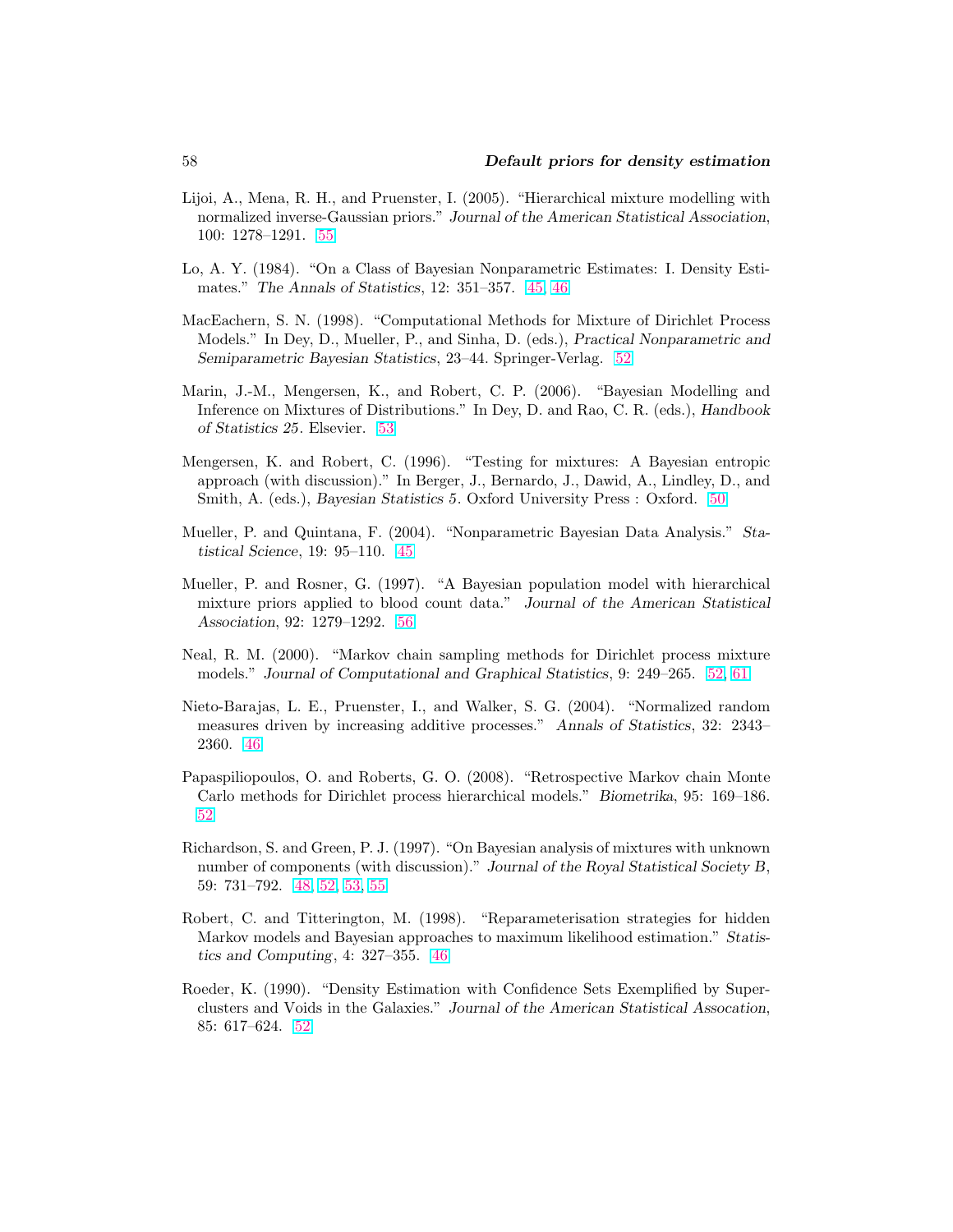Lijoi, A., Mena, R. H., and Pruenster, I. (2005). "Hierarchical mixture modelling with normalized inverse-Gaussian priors." *Journal of the American Statistical Association*, 100: 1278–1291. 55

Lo, A. Y. (1984). "On a Class of Bayesian Nonparametric Estimates: I. Density Estimates." *The Annals of Statistics*, 12: 351–357. 45, 46

MacEachern, S. N. (1998). "Computational Methods for Mixture of Dirichlet Process Models." In Dey, D., Mueller, P., and Sinha, D. (eds.), *Practical Nonparametric and Semiparametric Bayesian Statistics*, 23–44. Springer-Verlag. 52

Marin, J.-M., Mengersen, K., and Robert, C. P. (2006). "Bayesian Modelling and Inference on Mixtures of Distributions." In Dey, D. and Rao, C. R. (eds.), *Handbook of Statistics 25*. Elsevier. 53

Mengersen, K. and Robert, C. (1996). "Testing for mixtures: A Bayesian entropic approach (with discussion)." In Berger, J., Bernardo, J., Dawid, A., Lindley, D., and Smith, A. (eds.), *Bayesian Statistics 5*. Oxford University Press : Oxford. 50

Mueller, P. and Quintana, F. (2004). "Nonparametric Bayesian Data Analysis." *Statistical Science*, 19: 95–110. 45

Mueller, P. and Rosner, G. (1997). "A Bayesian population model with hierarchical mixture priors applied to blood count data." *Journal of the American Statistical Association*, 92: 1279–1292. 56

Neal, R. M. (2000). "Markov chain sampling methods for Dirichlet process mixture models." *Journal of Computational and Graphical Statistics*, 9: 249–265. 52, 61

Nieto-Barajas, L. E., Pruenster, I., and Walker, S. G. (2004). "Normalized random measures driven by increasing additive processes." *Annals of Statistics*, 32: 2343–2360. 46

Papaspiliopoulos, O. and Roberts, G. O. (2008). "Retrospective Markov chain Monte Carlo methods for Dirichlet process hierarchical models." *Biometrika*, 95: 169–186. 52

Richardson, S. and Green, P. J. (1997). "On Bayesian analysis of mixtures with unknown number of components (with discussion)." *Journal of the Royal Statistical Society B*, 59: 731–792. 48, 52, 53, 55

Robert, C. and Titterington, M. (1998). "Reparameterisation strategies for hidden Markov models and Bayesian approaches to maximum likelihood estimation." *Statistics and Computing*, 4: 327–355. 46

Roeder, K. (1990). "Density Estimation with Confidence Sets Exemplified by Superclusters and Voids in the Galaxies." *Journal of the American Statistical Assocation*, 85: 617–624. 52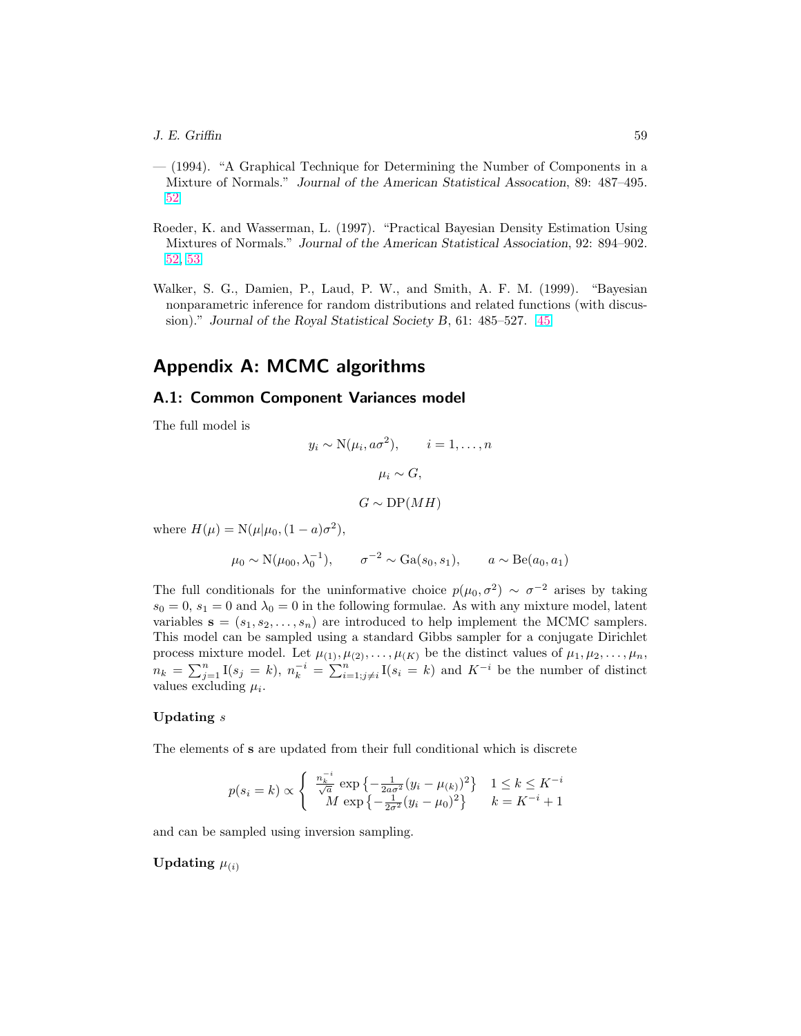— (1994). "A Graphical Technique for Determining the Number of Components in a Mixture of Normals." *Journal of the American Statistical Assocation*, 89: 487–495. 52

Roeder, K. and Wasserman, L. (1997). "Practical Bayesian Density Estimation Using Mixtures of Normals." *Journal of the American Statistical Association*, 92: 894–902. 52, 53

Walker, S. G., Damien, P., Laud, P. W., and Smith, A. F. M. (1999). "Bayesian nonparametric inference for random distributions and related functions (with discussion)." *Journal of the Royal Statistical Society B*, 61: 485–527. 45

# Appendix A: MCMC algorithms

## A.1: Common Component Variances model

The full model is

$$y_i \sim \mathrm{N}(\mu_i, a\sigma^2), \qquad i = 1, \ldots, n$$

$$\mu_i \sim G,$$

$$G \sim \mathrm{DP}(MH)$$

where $H(\mu) = \mathrm{N}(\mu|\mu_0, (1-a)\sigma^2)$,

$$\mu_0 \sim \mathrm{N}(\mu_{00}, \lambda_0^{-1}), \qquad \sigma^{-2} \sim \mathrm{Ga}(s_0, s_1), \qquad a \sim \mathrm{Be}(a_0, a_1)$$

The full conditionals for the uninformative choice $p(\mu_0, \sigma^2) \sim \sigma^{-2}$ arises by taking $s_0 = 0$, $s_1 = 0$ and $\lambda_0 = 0$ in the following formulae. As with any mixture model, latent variables $\mathbf{s} = (s_1, s_2, \ldots, s_n)$ are introduced to help implement the MCMC samplers. This model can be sampled using a standard Gibbs sampler for a conjugate Dirichlet process mixture model. Let $\mu_{(1)}, \mu_{(2)}, \ldots, \mu_{(K)}$ be the distinct values of $\mu_1, \mu_2, \ldots, \mu_n$, $n_k = \sum_{j=1}^n \mathrm{I}(s_j = k)$, $n_k^{-i} = \sum_{i=1; j \neq i}^n \mathrm{I}(s_i = k)$ and $K^{-i}$ be the number of distinct values excluding $\mu_i$.

**Updating** $s$

The elements of $\mathbf{s}$ are updated from their full conditional which is discrete

$$p(s_i = k) \propto \begin{cases} \frac{n_k^{-i}}{\sqrt{a}} \exp\left\{-\frac{1}{2a\sigma^2}(y_i - \mu_{(k)})^2\right\} & 1 \leq k \leq K^{-i} \\ M \exp\left\{-\frac{1}{2\sigma^2}(y_i - \mu_0)^2\right\} & k = K^{-i} + 1 \end{cases}$$

and can be sampled using inversion sampling.

**Updating** $\mu_{(i)}$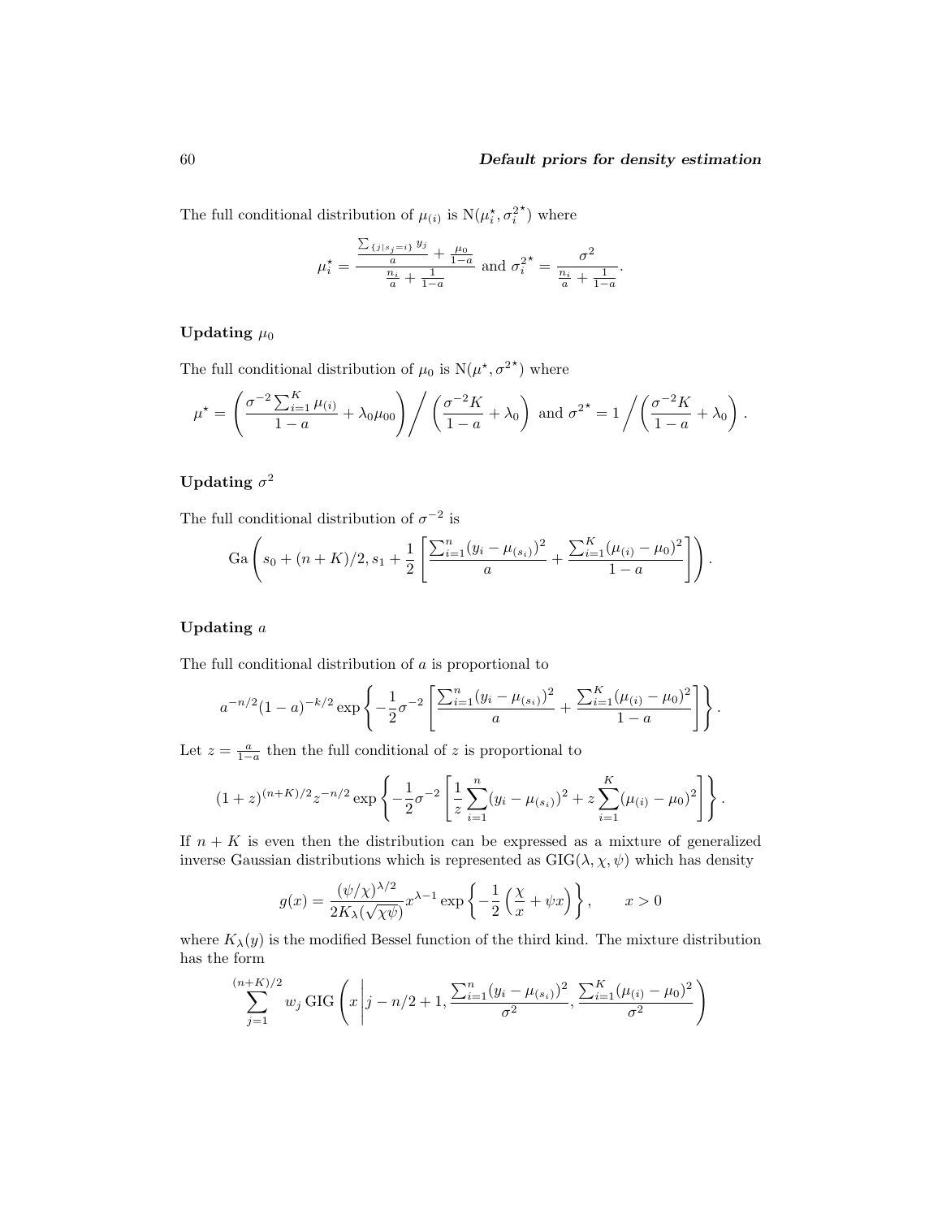The full conditional distribution of $\mu_{(i)}$ is $\mathrm{N}(\mu_i^\star, \sigma_i^{2^\star})$ where

$$\mu_i^\star = \frac{\frac{\sum_{\{j|s_j=i\}} y_j}{a} + \frac{\mu_0}{1-a}}{\frac{n_i}{a} + \frac{1}{1-a}} \text{ and } \sigma_i^{2^\star} = \frac{\sigma^2}{\frac{n_i}{a} + \frac{1}{1-a}}.$$

**Updating $\mu_0$**

The full conditional distribution of $\mu_0$ is $\mathrm{N}(\mu^\star, \sigma^{2^\star})$ where

$$\mu^\star = \left( \frac{\sigma^{-2} \sum_{i=1}^K \mu_{(i)}}{1-a} + \lambda_0 \mu_{00} \right) \Bigg/ \left( \frac{\sigma^{-2} K}{1-a} + \lambda_0 \right) \text{ and } \sigma^{2^\star} = 1 \Bigg/ \left( \frac{\sigma^{-2} K}{1-a} + \lambda_0 \right).$$

**Updating $\sigma^2$**

The full conditional distribution of $\sigma^{-2}$ is

$$\mathrm{Ga}\left( s_0 + (n+K)/2, s_1 + \frac{1}{2} \left[ \frac{\sum_{i=1}^n (y_i - \mu_{(s_i)})^2}{a} + \frac{\sum_{i=1}^K (\mu_{(i)} - \mu_0)^2}{1-a} \right] \right).$$

**Updating $a$**

The full conditional distribution of $a$ is proportional to

$$a^{-n/2}(1-a)^{-k/2} \exp\left\{ -\frac{1}{2} \sigma^{-2} \left[ \frac{\sum_{i=1}^n (y_i - \mu_{(s_i)})^2}{a} + \frac{\sum_{i=1}^K (\mu_{(i)} - \mu_0)^2}{1-a} \right] \right\}.$$

Let $z = \frac{a}{1-a}$ then the full conditional of $z$ is proportional to

$$(1+z)^{(n+K)/2} z^{-n/2} \exp\left\{ -\frac{1}{2} \sigma^{-2} \left[ \frac{1}{z} \sum_{i=1}^n (y_i - \mu_{(s_i)})^2 + z \sum_{i=1}^K (\mu_{(i)} - \mu_0)^2 \right] \right\}.$$

If $n + K$ is even then the distribution can be expressed as a mixture of generalized inverse Gaussian distributions which is represented as $\mathrm{GIG}(\lambda, \chi, \psi)$ which has density

$$g(x) = \frac{(\psi/\chi)^{\lambda/2}}{2K_\lambda(\sqrt{\chi\psi})} x^{\lambda-1} \exp\left\{ -\frac{1}{2} \left( \frac{\chi}{x} + \psi x \right) \right\}, \qquad x > 0$$

where $K_\lambda(y)$ is the modified Bessel function of the third kind. The mixture distribution has the form

$$\sum_{j=1}^{(n+K)/2} w_j \, \mathrm{GIG}\left( x \,\middle|\, j - n/2 + 1, \frac{\sum_{i=1}^n (y_i - \mu_{(s_i)})^2}{\sigma^2}, \frac{\sum_{i=1}^K (\mu_{(i)} - \mu_0)^2}{\sigma^2} \right)$$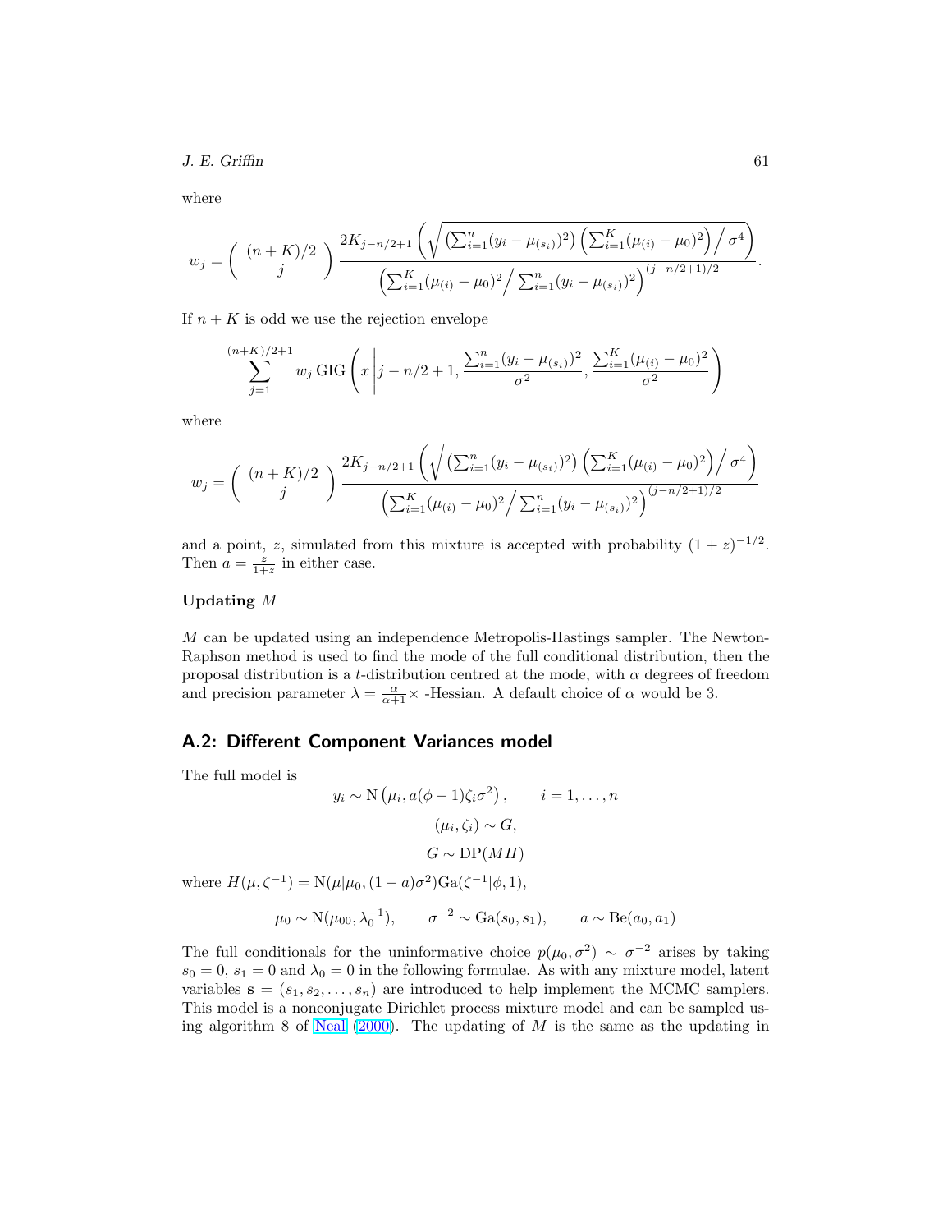where

$$w_j = \binom{(n+K)/2}{j} \frac{2K_{j-n/2+1}\left(\sqrt{\left(\sum_{i=1}^n (y_i - \mu_{(s_i)})^2\right)\left(\sum_{i=1}^K (\mu_{(i)} - \mu_0)^2\right) \Big/ \sigma^4}\right)}{\left(\sum_{i=1}^K (\mu_{(i)} - \mu_0)^2 \Big/ \sum_{i=1}^n (y_i - \mu_{(s_i)})^2\right)^{(j-n/2+1)/2}}.$$

If $n+K$ is odd we use the rejection envelope

$$\sum_{j=1}^{(n+K)/2+1} w_j \, \mathrm{GIG}\left(x \,\middle|\, j - n/2 + 1, \frac{\sum_{i=1}^n (y_i - \mu_{(s_i)})^2}{\sigma^2}, \frac{\sum_{i=1}^K (\mu_{(i)} - \mu_0)^2}{\sigma^2}\right)$$

where

$$w_j = \binom{(n+K)/2}{j} \frac{2K_{j-n/2+1}\left(\sqrt{\left(\sum_{i=1}^n (y_i - \mu_{(s_i)})^2\right)\left(\sum_{i=1}^K (\mu_{(i)} - \mu_0)^2\right) \Big/ \sigma^4}\right)}{\left(\sum_{i=1}^K (\mu_{(i)} - \mu_0)^2 \Big/ \sum_{i=1}^n (y_i - \mu_{(s_i)})^2\right)^{(j-n/2+1)/2}}$$

and a point, $z$, simulated from this mixture is accepted with probability $(1+z)^{-1/2}$. Then $a = \frac{z}{1+z}$ in either case.

**Updating $M$**

$M$ can be updated using an independence Metropolis-Hastings sampler. The Newton-Raphson method is used to find the mode of the full conditional distribution, then the proposal distribution is a $t$-distribution centred at the mode, with $\alpha$ degrees of freedom and precision parameter $\lambda = \frac{\alpha}{\alpha+1} \times$ -Hessian. A default choice of $\alpha$ would be 3.

## A.2: Different Component Variances model

The full model is

$$y_i \sim \mathrm{N}\left(\mu_i, a(\phi - 1)\zeta_i \sigma^2\right), \qquad i = 1, \ldots, n$$

$$(\mu_i, \zeta_i) \sim G,$$

$$G \sim \mathrm{DP}(MH)$$

where $H(\mu, \zeta^{-1}) = \mathrm{N}(\mu|\mu_0, (1-a)\sigma^2)\mathrm{Ga}(\zeta^{-1}|\phi, 1)$,

$$\mu_0 \sim \mathrm{N}(\mu_{00}, \lambda_0^{-1}), \qquad \sigma^{-2} \sim \mathrm{Ga}(s_0, s_1), \qquad a \sim \mathrm{Be}(a_0, a_1)$$

The full conditionals for the uninformative choice $p(\mu_0, \sigma^2) \sim \sigma^{-2}$ arises by taking $s_0 = 0$, $s_1 = 0$ and $\lambda_0 = 0$ in the following formulae. As with any mixture model, latent variables $\mathbf{s} = (s_1, s_2, \ldots, s_n)$ are introduced to help implement the MCMC samplers. This model is a nonconjugate Dirichlet process mixture model and can be sampled using algorithm 8 of Neal (2000). The updating of $M$ is the same as the updating in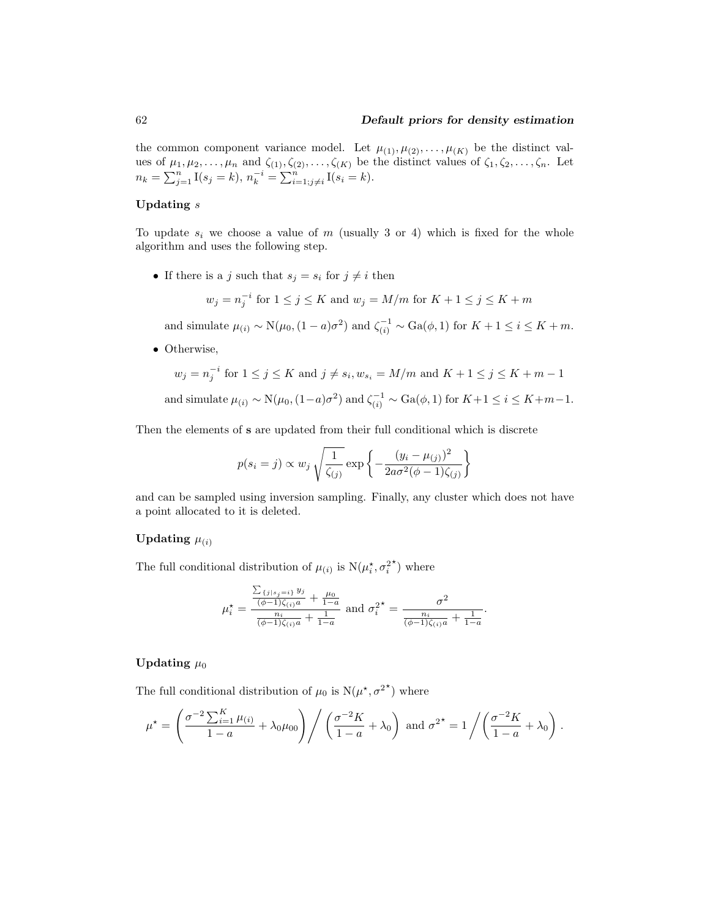the common component variance model. Let $\mu_{(1)}, \mu_{(2)}, \ldots, \mu_{(K)}$ be the distinct values of $\mu_1, \mu_2, \ldots, \mu_n$ and $\zeta_{(1)}, \zeta_{(2)}, \ldots, \zeta_{(K)}$ be the distinct values of $\zeta_1, \zeta_2, \ldots, \zeta_n$. Let $n_k = \sum_{j=1}^n \mathrm{I}(s_j = k)$, $n_k^{-i} = \sum_{i=1; j\neq i}^n \mathrm{I}(s_i = k)$.

**Updating** $s$

To update $s_i$ we choose a value of $m$ (usually 3 or 4) which is fixed for the whole algorithm and uses the following step.

- If there is a $j$ such that $s_j = s_i$ for $j \neq i$ then

$$w_j = n_j^{-i} \text{ for } 1 \leq j \leq K \text{ and } w_j = M/m \text{ for } K+1 \leq j \leq K+m$$

  and simulate $\mu_{(i)} \sim \mathrm{N}(\mu_0, (1-a)\sigma^2)$ and $\zeta_{(i)}^{-1} \sim \mathrm{Ga}(\phi, 1)$ for $K+1 \leq i \leq K+m$.

- Otherwise,

$$w_j = n_j^{-i} \text{ for } 1 \leq j \leq K \text{ and } j \neq s_i, w_{s_i} = M/m \text{ and } K+1 \leq j \leq K+m-1$$

  and simulate $\mu_{(i)} \sim \mathrm{N}(\mu_0, (1-a)\sigma^2)$ and $\zeta_{(i)}^{-1} \sim \mathrm{Ga}(\phi, 1)$ for $K+1 \leq i \leq K+m-1$.

Then the elements of $\mathbf{s}$ are updated from their full conditional which is discrete

$$p(s_i = j) \propto w_j \sqrt{\frac{1}{\zeta_{(j)}}} \exp\left\{ -\frac{(y_i - \mu_{(j)})^2}{2a\sigma^2(\phi-1)\zeta_{(j)}} \right\}$$

and can be sampled using inversion sampling. Finally, any cluster which does not have a point allocated to it is deleted.

**Updating** $\mu_{(i)}$

The full conditional distribution of $\mu_{(i)}$ is $\mathrm{N}(\mu_i^\star, {\sigma_i^2}^\star)$ where

$$\mu_i^\star = \frac{\frac{\sum_{\{j|s_j=i\}} y_j}{(\phi-1)\zeta_{(i)}a} + \frac{\mu_0}{1-a}}{\frac{n_i}{(\phi-1)\zeta_{(i)}a} + \frac{1}{1-a}} \text{ and } {\sigma_i^2}^\star = \frac{\sigma^2}{\frac{n_i}{(\phi-1)\zeta_{(i)}a} + \frac{1}{1-a}}.$$

**Updating** $\mu_0$

The full conditional distribution of $\mu_0$ is $\mathrm{N}(\mu^\star, {\sigma^2}^\star)$ where

$$\mu^\star = \left( \frac{\sigma^{-2}\sum_{i=1}^K \mu_{(i)}}{1-a} + \lambda_0\mu_{00} \right) \Bigg/ \left( \frac{\sigma^{-2}K}{1-a} + \lambda_0 \right) \text{ and } {\sigma^2}^\star = 1 \Bigg/ \left( \frac{\sigma^{-2}K}{1-a} + \lambda_0 \right).$$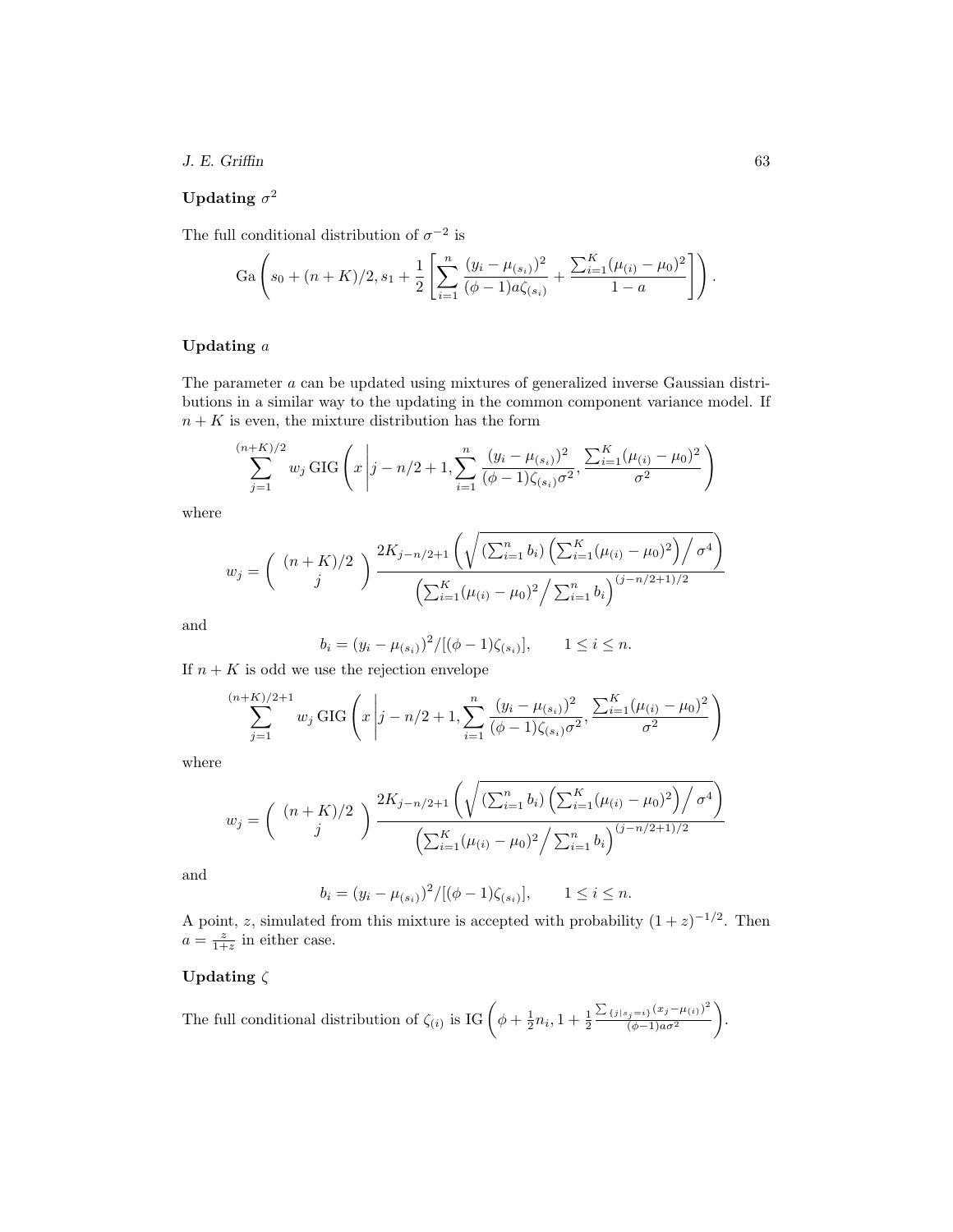#### Updating $\sigma^2$

The full conditional distribution of $\sigma^{-2}$ is

$$\text{Ga}\left(s_0 + (n+K)/2, s_1 + \frac{1}{2}\left[\sum_{i=1}^{n} \frac{(y_i - \mu_{(s_i)})^2}{(\phi - 1)a\zeta_{(s_i)}} + \frac{\sum_{i=1}^{K}(\mu_{(i)} - \mu_0)^2}{1-a}\right]\right).$$

#### Updating $a$

The parameter $a$ can be updated using mixtures of generalized inverse Gaussian distributions in a similar way to the updating in the common component variance model. If $n + K$ is even, the mixture distribution has the form

$$\sum_{j=1}^{(n+K)/2} w_j \,\text{GIG}\left(x \,\middle|\, j - n/2 + 1, \sum_{i=1}^{n} \frac{(y_i - \mu_{(s_i)})^2}{(\phi - 1)\zeta_{(s_i)}\sigma^2}, \frac{\sum_{i=1}^{K}(\mu_{(i)} - \mu_0)^2}{\sigma^2}\right)$$

where

$$w_j = \begin{pmatrix} (n+K)/2 \\ j \end{pmatrix} \frac{2K_{j-n/2+1}\left(\sqrt{\left(\sum_{i=1}^{n} b_i\right)\left(\sum_{i=1}^{K}(\mu_{(i)} - \mu_0)^2\right)\Big/\sigma^4}\right)}{\left(\sum_{i=1}^{K}(\mu_{(i)} - \mu_0)^2\Big/\sum_{i=1}^{n} b_i\right)^{(j-n/2+1)/2}}$$

and

$$b_i = (y_i - \mu_{(s_i)})^2/[(\phi - 1)\zeta_{(s_i)}], \qquad 1 \le i \le n.$$

If $n + K$ is odd we use the rejection envelope

$$\sum_{j=1}^{(n+K)/2+1} w_j \,\text{GIG}\left(x \,\middle|\, j - n/2 + 1, \sum_{i=1}^{n} \frac{(y_i - \mu_{(s_i)})^2}{(\phi - 1)\zeta_{(s_i)}\sigma^2}, \frac{\sum_{i=1}^{K}(\mu_{(i)} - \mu_0)^2}{\sigma^2}\right)$$

where

$$w_j = \begin{pmatrix} (n+K)/2 \\ j \end{pmatrix} \frac{2K_{j-n/2+1}\left(\sqrt{\left(\sum_{i=1}^{n} b_i\right)\left(\sum_{i=1}^{K}(\mu_{(i)} - \mu_0)^2\right)\Big/\sigma^4}\right)}{\left(\sum_{i=1}^{K}(\mu_{(i)} - \mu_0)^2\Big/\sum_{i=1}^{n} b_i\right)^{(j-n/2+1)/2}}$$

and

$$b_i = (y_i - \mu_{(s_i)})^2/[(\phi - 1)\zeta_{(s_i)}], \qquad 1 \le i \le n.$$

A point, $z$, simulated from this mixture is accepted with probability $(1+z)^{-1/2}$. Then $a = \frac{z}{1+z}$ in either case.

#### Updating $\zeta$

The full conditional distribution of $\zeta_{(i)}$ is $\text{IG}\left(\phi + \frac{1}{2}n_i, 1 + \frac{1}{2}\frac{\sum_{\{j|s_j=i\}}(x_j - \mu_{(i)})^2}{(\phi-1)a\sigma^2}\right)$.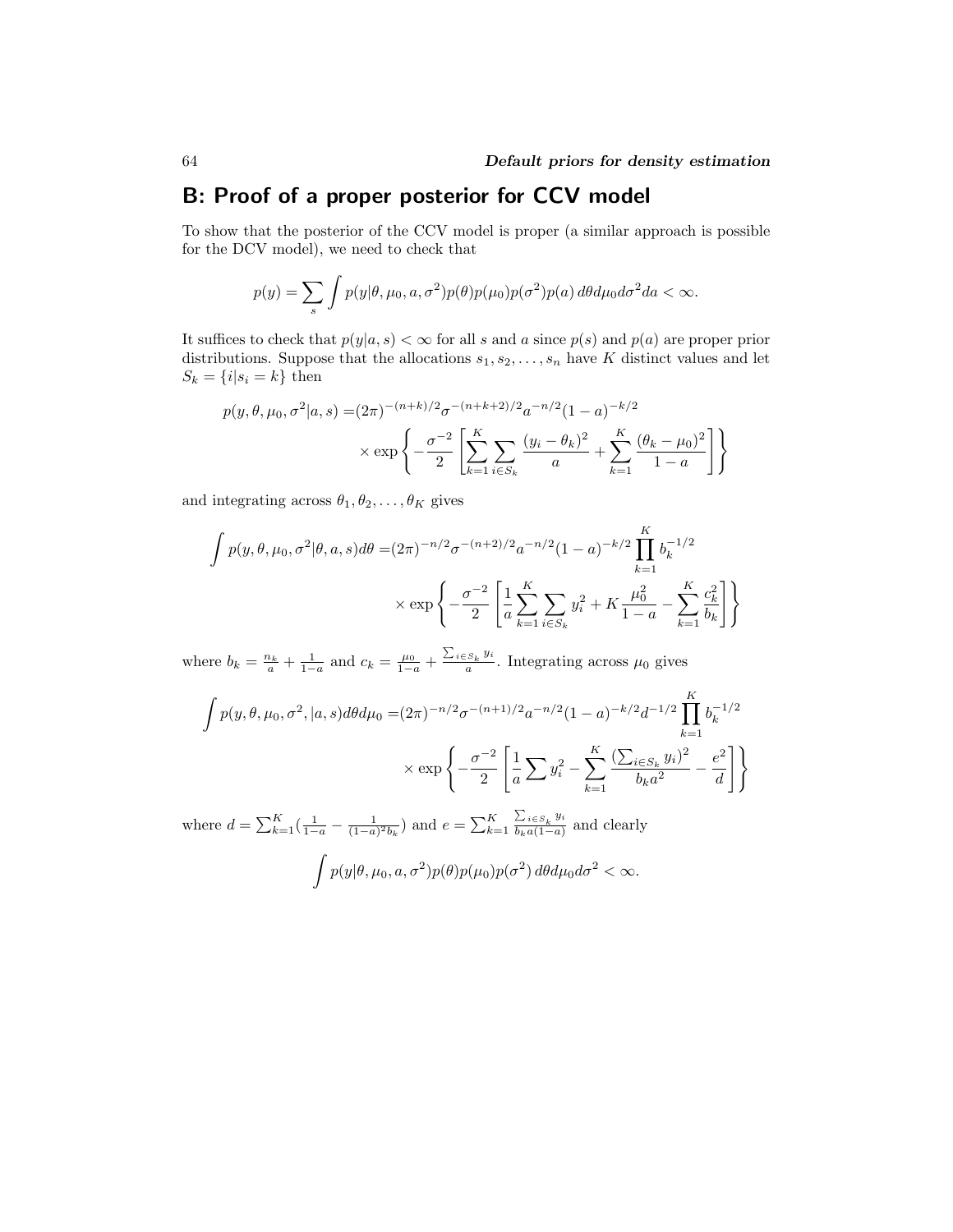## B: Proof of a proper posterior for CCV model

To show that the posterior of the CCV model is proper (a similar approach is possible for the DCV model), we need to check that

$$p(y) = \sum_s \int p(y|\theta, \mu_0, a, \sigma^2) p(\theta) p(\mu_0) p(\sigma^2) p(a)\, d\theta d\mu_0 d\sigma^2 da < \infty.$$

It suffices to check that $p(y|a, s) < \infty$ for all $s$ and $a$ since $p(s)$ and $p(a)$ are proper prior distributions. Suppose that the allocations $s_1, s_2, \ldots, s_n$ have $K$ distinct values and let $S_k = \{i | s_i = k\}$ then

$$\begin{aligned} p(y, \theta, \mu_0, \sigma^2 | a, s) =& (2\pi)^{-(n+k)/2} \sigma^{-(n+k+2)/2} a^{-n/2} (1-a)^{-k/2} \\ & \times \exp\left\{ -\frac{\sigma^{-2}}{2} \left[ \sum_{k=1}^{K} \sum_{i \in S_k} \frac{(y_i - \theta_k)^2}{a} + \sum_{k=1}^{K} \frac{(\theta_k - \mu_0)^2}{1-a} \right] \right\} \end{aligned}$$

and integrating across $\theta_1, \theta_2, \ldots, \theta_K$ gives

$$\begin{aligned} \int p(y, \theta, \mu_0, \sigma^2 | \theta, a, s) d\theta =& (2\pi)^{-n/2} \sigma^{-(n+2)/2} a^{-n/2} (1-a)^{-k/2} \prod_{k=1}^{K} b_k^{-1/2} \\ & \times \exp\left\{ -\frac{\sigma^{-2}}{2} \left[ \frac{1}{a} \sum_{k=1}^{K} \sum_{i \in S_k} y_i^2 + K \frac{\mu_0^2}{1-a} - \sum_{k=1}^{K} \frac{c_k^2}{b_k} \right] \right\} \end{aligned}$$

where $b_k = \frac{n_k}{a} + \frac{1}{1-a}$ and $c_k = \frac{\mu_0}{1-a} + \frac{\sum_{i \in S_k} y_i}{a}$. Integrating across $\mu_0$ gives

$$\begin{aligned} \int p(y, \theta, \mu_0, \sigma^2, | a, s) d\theta d\mu_0 =& (2\pi)^{-n/2} \sigma^{-(n+1)/2} a^{-n/2} (1-a)^{-k/2} d^{-1/2} \prod_{k=1}^{K} b_k^{-1/2} \\ & \times \exp\left\{ -\frac{\sigma^{-2}}{2} \left[ \frac{1}{a} \sum y_i^2 - \sum_{k=1}^{K} \frac{\left(\sum_{i \in S_k} y_i\right)^2}{b_k a^2} - \frac{e^2}{d} \right] \right\} \end{aligned}$$

where $d = \sum_{k=1}^{K} \left(\frac{1}{1-a} - \frac{1}{(1-a)^2 b_k}\right)$ and $e = \sum_{k=1}^{K} \frac{\sum_{i \in S_k} y_i}{b_k a (1-a)}$ and clearly

$$\int p(y|\theta, \mu_0, a, \sigma^2) p(\theta) p(\mu_0) p(\sigma^2)\, d\theta d\mu_0 d\sigma^2 < \infty.$$